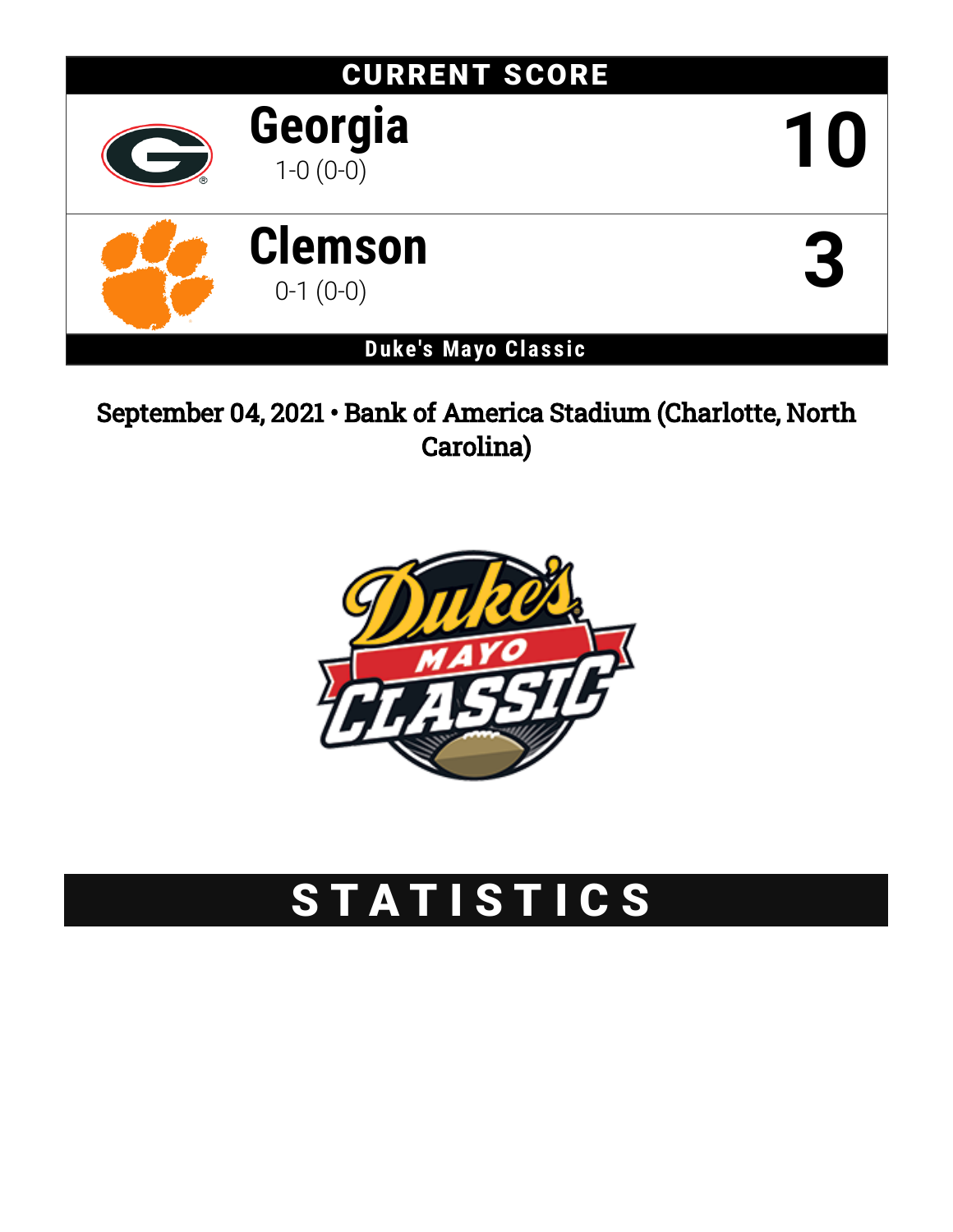## CURRENT SCORE

| Team | Record | Score |
|---|---|---|
| Georgia | 1-0 (0-0) | 10 |
| Clemson | 0-1 (0-0) | 3 |

**Duke's Mayo Classic**

September 04, 2021 • Bank of America Stadium (Charlotte, North Carolina)

# STATISTICS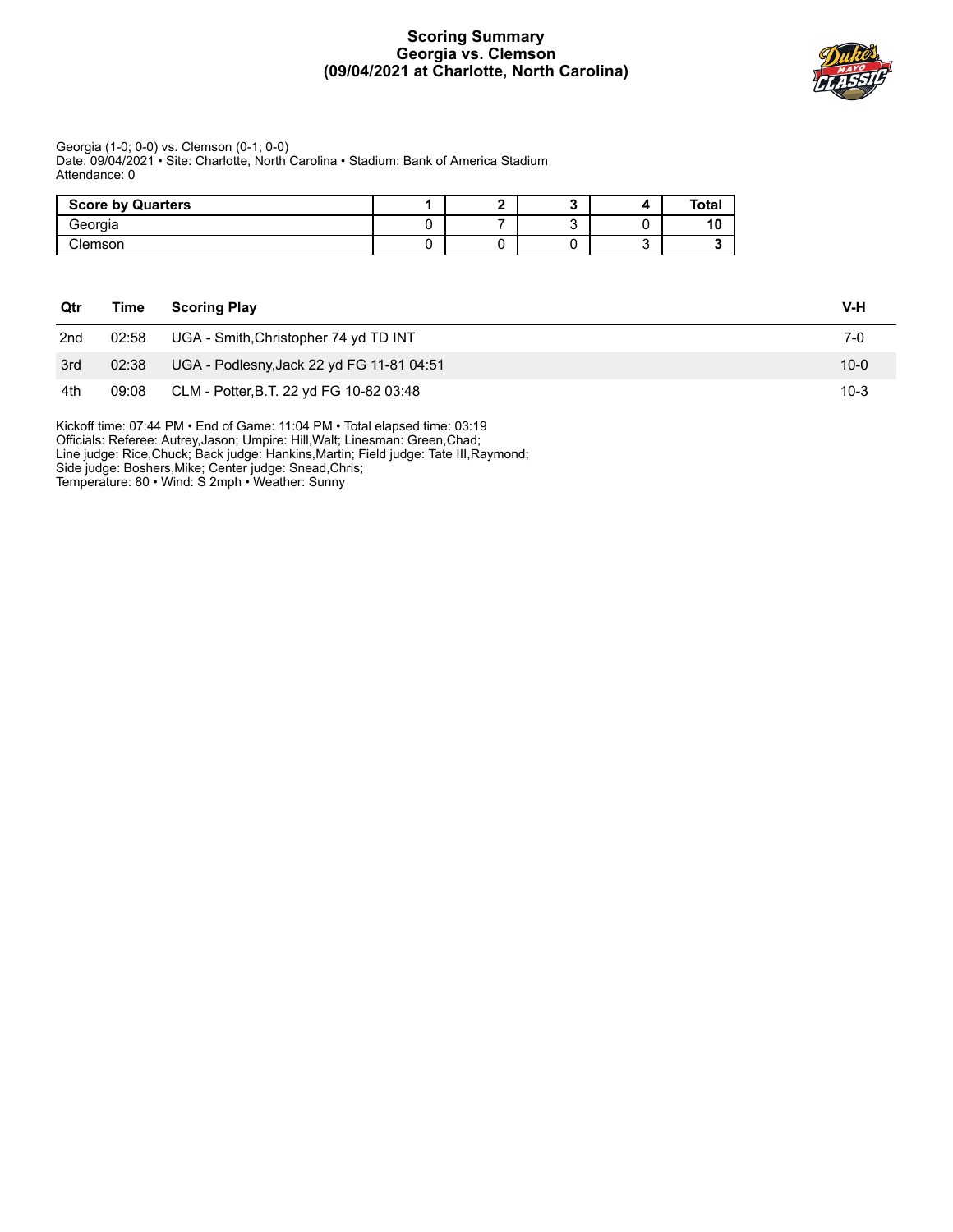# Scoring Summary
## Georgia vs. Clemson
## (09/04/2021 at Charlotte, North Carolina)

Georgia (1-0; 0-0) vs. Clemson (0-1; 0-0)
Date: 09/04/2021 • Site: Charlotte, North Carolina • Stadium: Bank of America Stadium
Attendance: 0

| Score by Quarters | 1 | 2 | 3 | 4 | Total |
|---|---|---|---|---|---|
| Georgia | 0 | 7 | 3 | 0 | **10** |
| Clemson | 0 | 0 | 0 | 3 | **3** |

| Qtr | Time | Scoring Play | V-H |
|---|---|---|---|
| 2nd | 02:58 | UGA - Smith,Christopher 74 yd TD INT | 7-0 |
| 3rd | 02:38 | UGA - Podlesny,Jack 22 yd FG 11-81 04:51 | 10-0 |
| 4th | 09:08 | CLM - Potter,B.T. 22 yd FG 10-82 03:48 | 10-3 |

Kickoff time: 07:44 PM • End of Game: 11:04 PM • Total elapsed time: 03:19
Officials: Referee: Autrey,Jason; Umpire: Hill,Walt; Linesman: Green,Chad;
Line judge: Rice,Chuck; Back judge: Hankins,Martin; Field judge: Tate III,Raymond;
Side judge: Boshers,Mike; Center judge: Snead,Chris;
Temperature: 80 • Wind: S 2mph • Weather: Sunny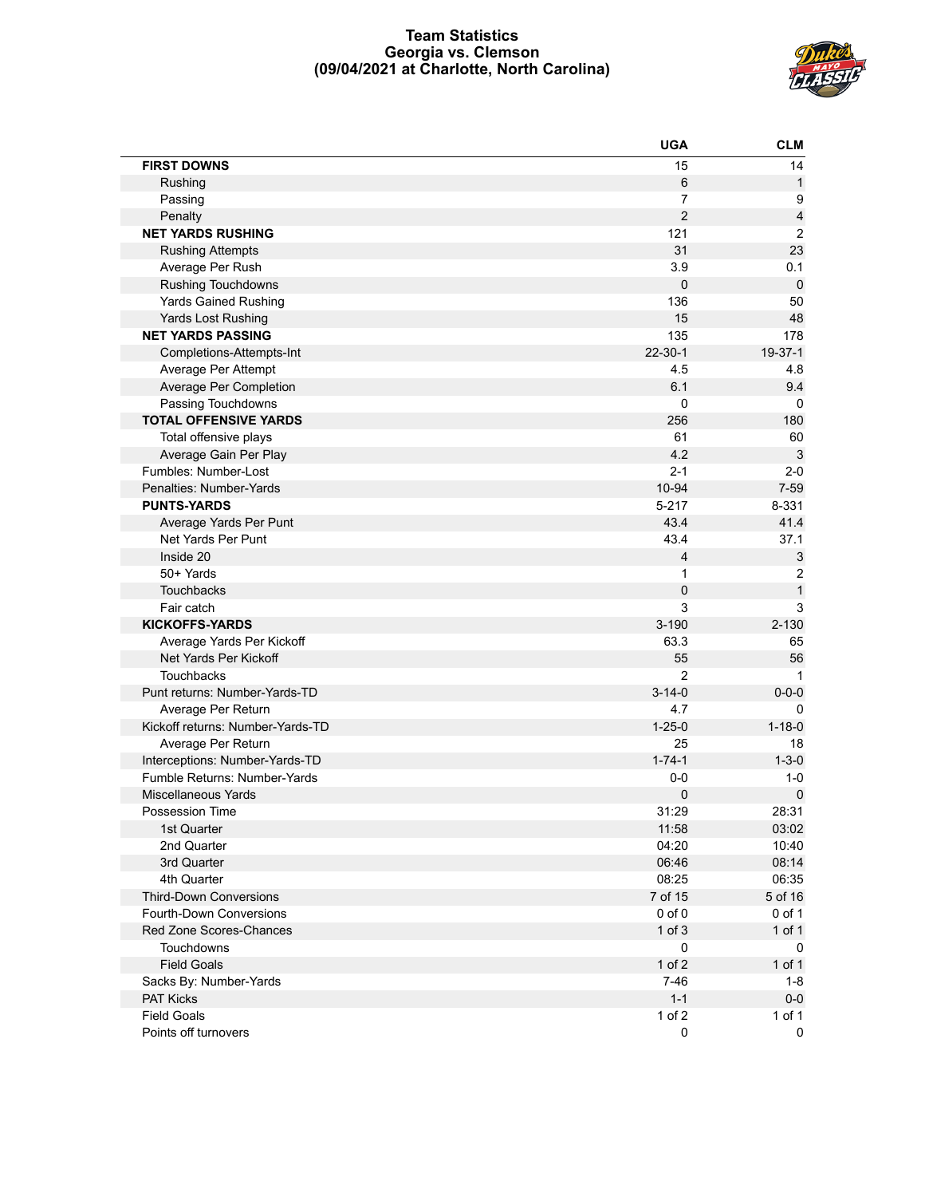# Team Statistics
## Georgia vs. Clemson
## (09/04/2021 at Charlotte, North Carolina)

| | UGA | CLM |
|---|---|---|
| **FIRST DOWNS** | 15 | 14 |
| Rushing | 6 | 1 |
| Passing | 7 | 9 |
| Penalty | 2 | 4 |
| **NET YARDS RUSHING** | 121 | 2 |
| Rushing Attempts | 31 | 23 |
| Average Per Rush | 3.9 | 0.1 |
| Rushing Touchdowns | 0 | 0 |
| Yards Gained Rushing | 136 | 50 |
| Yards Lost Rushing | 15 | 48 |
| **NET YARDS PASSING** | 135 | 178 |
| Completions-Attempts-Int | 22-30-1 | 19-37-1 |
| Average Per Attempt | 4.5 | 4.8 |
| Average Per Completion | 6.1 | 9.4 |
| Passing Touchdowns | 0 | 0 |
| **TOTAL OFFENSIVE YARDS** | 256 | 180 |
| Total offensive plays | 61 | 60 |
| Average Gain Per Play | 4.2 | 3 |
| Fumbles: Number-Lost | 2-1 | 2-0 |
| Penalties: Number-Yards | 10-94 | 7-59 |
| **PUNTS-YARDS** | 5-217 | 8-331 |
| Average Yards Per Punt | 43.4 | 41.4 |
| Net Yards Per Punt | 43.4 | 37.1 |
| Inside 20 | 4 | 3 |
| 50+ Yards | 1 | 2 |
| Touchbacks | 0 | 1 |
| Fair catch | 3 | 3 |
| **KICKOFFS-YARDS** | 3-190 | 2-130 |
| Average Yards Per Kickoff | 63.3 | 65 |
| Net Yards Per Kickoff | 55 | 56 |
| Touchbacks | 2 | 1 |
| Punt returns: Number-Yards-TD | 3-14-0 | 0-0-0 |
| Average Per Return | 4.7 | 0 |
| Kickoff returns: Number-Yards-TD | 1-25-0 | 1-18-0 |
| Average Per Return | 25 | 18 |
| Interceptions: Number-Yards-TD | 1-74-1 | 1-3-0 |
| Fumble Returns: Number-Yards | 0-0 | 1-0 |
| Miscellaneous Yards | 0 | 0 |
| Possession Time | 31:29 | 28:31 |
| 1st Quarter | 11:58 | 03:02 |
| 2nd Quarter | 04:20 | 10:40 |
| 3rd Quarter | 06:46 | 08:14 |
| 4th Quarter | 08:25 | 06:35 |
| Third-Down Conversions | 7 of 15 | 5 of 16 |
| Fourth-Down Conversions | 0 of 0 | 0 of 1 |
| Red Zone Scores-Chances | 1 of 3 | 1 of 1 |
| Touchdowns | 0 | 0 |
| Field Goals | 1 of 2 | 1 of 1 |
| Sacks By: Number-Yards | 7-46 | 1-8 |
| PAT Kicks | 1-1 | 0-0 |
| Field Goals | 1 of 2 | 1 of 1 |
| Points off turnovers | 0 | 0 |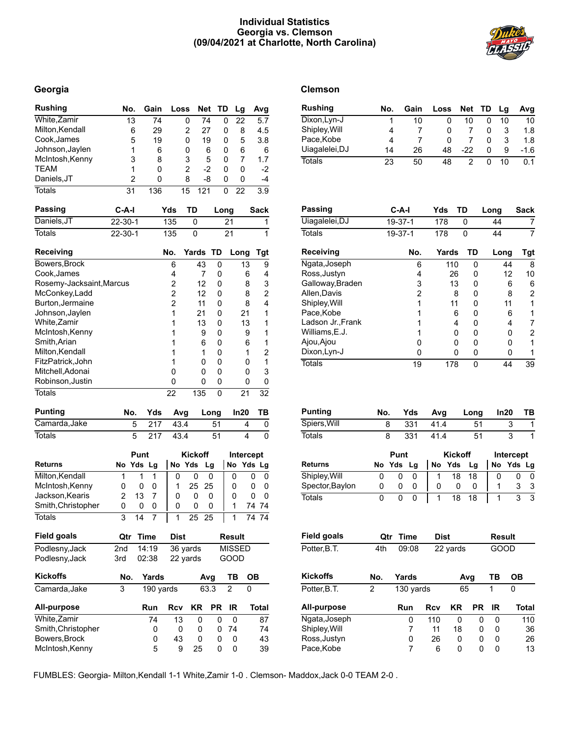# Individual Statistics
## Georgia vs. Clemson
## (09/04/2021 at Charlotte, North Carolina)

## Georgia

| Rushing | No. | Gain | Loss | Net | TD | Lg | Avg |
|---|---|---|---|---|---|---|---|
| White,Zamir | 13 | 74 | 0 | 74 | 0 | 22 | 5.7 |
| Milton,Kendall | 6 | 29 | 2 | 27 | 0 | 8 | 4.5 |
| Cook,James | 5 | 19 | 0 | 19 | 0 | 5 | 3.8 |
| Johnson,Jaylen | 1 | 6 | 0 | 6 | 0 | 6 | 6 |
| McIntosh,Kenny | 3 | 8 | 3 | 5 | 0 | 7 | 1.7 |
| TEAM | 1 | 0 | 2 | -2 | 0 | 0 | -2 |
| Daniels,JT | 2 | 0 | 8 | -8 | 0 | 0 | -4 |
| Totals | 31 | 136 | 15 | 121 | 0 | 22 | 3.9 |

| Passing | C-A-I | Yds | TD | Long | Sack |
|---|---|---|---|---|---|
| Daniels,JT | 22-30-1 | 135 | 0 | 21 | 1 |
| Totals | 22-30-1 | 135 | 0 | 21 | 1 |

| Receiving | No. | Yards | TD | Long | Tgt |
|---|---|---|---|---|---|
| Bowers,Brock | 6 | 43 | 0 | 13 | 9 |
| Cook,James | 4 | 7 | 0 | 6 | 4 |
| Rosemy-Jacksaint,Marcus | 2 | 12 | 0 | 8 | 3 |
| McConkey,Ladd | 2 | 12 | 0 | 8 | 2 |
| Burton,Jermaine | 2 | 11 | 0 | 8 | 4 |
| Johnson,Jaylen | 1 | 21 | 0 | 21 | 1 |
| White,Zamir | 1 | 13 | 0 | 13 | 1 |
| McIntosh,Kenny | 1 | 9 | 0 | 9 | 1 |
| Smith,Arian | 1 | 6 | 0 | 6 | 1 |
| Milton,Kendall | 1 | 1 | 0 | 1 | 2 |
| FitzPatrick,John | 1 | 0 | 0 | 0 | 1 |
| Mitchell,Adonai | 0 | 0 | 0 | 0 | 3 |
| Robinson,Justin | 0 | 0 | 0 | 0 | 0 |
| Totals | 22 | 135 | 0 | 21 | 32 |

| Punting | No. | Yds | Avg | Long | In20 | TB |
|---|---|---|---|---|---|---|
| Camarda,Jake | 5 | 217 | 43.4 | 51 | 4 | 0 |
| Totals | 5 | 217 | 43.4 | 51 | 4 | 0 |

| | Punt | | | Kickoff | | | Intercept | | |
|---|---|---|---|---|---|---|---|---|---|
| Returns | No | Yds | Lg | No | Yds | Lg | No | Yds | Lg |
| Milton,Kendall | 1 | 1 | 1 | 0 | 0 | 0 | 0 | 0 | 0 |
| McIntosh,Kenny | 0 | 0 | 0 | 1 | 25 | 25 | 0 | 0 | 0 |
| Jackson,Kearis | 2 | 13 | 7 | 0 | 0 | 0 | 0 | 0 | 0 |
| Smith,Christopher | 0 | 0 | 0 | 0 | 0 | 0 | 1 | 74 | 74 |
| Totals | 3 | 14 | 7 | 1 | 25 | 25 | 1 | 74 | 74 |

| Field goals | Qtr | Time | Dist | Result |
|---|---|---|---|---|
| Podlesny,Jack | 2nd | 14:19 | 36 yards | MISSED |
| Podlesny,Jack | 3rd | 02:38 | 22 yards | GOOD |

| Kickoffs | No. | Yards | Avg | TB | OB |
|---|---|---|---|---|---|
| Camarda,Jake | 3 | 190 yards | 63.3 | 2 | 0 |

| All-purpose | Run | Rcv | KR | PR | IR | Total |
|---|---|---|---|---|---|---|
| White,Zamir | 74 | 13 | 0 | 0 | 0 | 87 |
| Smith,Christopher | 0 | 0 | 0 | 0 | 74 | 74 |
| Bowers,Brock | 0 | 43 | 0 | 0 | 0 | 43 |
| McIntosh,Kenny | 5 | 9 | 25 | 0 | 0 | 39 |

## Clemson

| Rushing | No. | Gain | Loss | Net | TD | Lg | Avg |
|---|---|---|---|---|---|---|---|
| Dixon,Lyn-J | 1 | 10 | 0 | 10 | 0 | 10 | 10 |
| Shipley,Will | 4 | 7 | 0 | 7 | 0 | 3 | 1.8 |
| Pace,Kobe | 4 | 7 | 0 | 7 | 0 | 3 | 1.8 |
| Uiagalelei,DJ | 14 | 26 | 48 | -22 | 0 | 9 | -1.6 |
| Totals | 23 | 50 | 48 | 2 | 0 | 10 | 0.1 |

| Passing | C-A-I | Yds | TD | Long | Sack |
|---|---|---|---|---|---|
| Uiagalelei,DJ | 19-37-1 | 178 | 0 | 44 | 7 |
| Totals | 19-37-1 | 178 | 0 | 44 | 7 |

| Receiving | No. | Yards | TD | Long | Tgt |
|---|---|---|---|---|---|
| Ngata,Joseph | 6 | 110 | 0 | 44 | 8 |
| Ross,Justyn | 4 | 26 | 0 | 12 | 10 |
| Galloway,Braden | 3 | 13 | 0 | 6 | 6 |
| Allen,Davis | 2 | 8 | 0 | 8 | 2 |
| Shipley,Will | 1 | 11 | 0 | 11 | 1 |
| Pace,Kobe | 1 | 6 | 0 | 6 | 1 |
| Ladson Jr.,Frank | 1 | 4 | 0 | 4 | 7 |
| Williams,E.J. | 1 | 0 | 0 | 0 | 2 |
| Ajou,Ajou | 0 | 0 | 0 | 0 | 1 |
| Dixon,Lyn-J | 0 | 0 | 0 | 0 | 1 |
| Totals | 19 | 178 | 0 | 44 | 39 |

| Punting | No. | Yds | Avg | Long | In20 | TB |
|---|---|---|---|---|---|---|
| Spiers,Will | 8 | 331 | 41.4 | 51 | 3 | 1 |
| Totals | 8 | 331 | 41.4 | 51 | 3 | 1 |

| | Punt | | | Kickoff | | | Intercept | | |
|---|---|---|---|---|---|---|---|---|---|
| Returns | No | Yds | Lg | No | Yds | Lg | No | Yds | Lg |
| Shipley,Will | 0 | 0 | 0 | 1 | 18 | 18 | 0 | 0 | 0 |
| Spector,Baylon | 0 | 0 | 0 | 0 | 0 | 0 | 1 | 3 | 3 |
| Totals | 0 | 0 | 0 | 1 | 18 | 18 | 1 | 3 | 3 |

| Field goals | Qtr | Time | Dist | Result |
|---|---|---|---|---|
| Potter,B.T. | 4th | 09:08 | 22 yards | GOOD |

| Kickoffs | No. | Yards | Avg | TB | OB |
|---|---|---|---|---|---|
| Potter,B.T. | 2 | 130 yards | 65 | 1 | 0 |

| All-purpose | Run | Rcv | KR | PR | IR | Total |
|---|---|---|---|---|---|---|
| Ngata,Joseph | 0 | 110 | 0 | 0 | 0 | 110 |
| Shipley,Will | 7 | 11 | 18 | 0 | 0 | 36 |
| Ross,Justyn | 0 | 26 | 0 | 0 | 0 | 26 |
| Pace,Kobe | 7 | 6 | 0 | 0 | 0 | 13 |

FUMBLES: Georgia- Milton,Kendall 1-1 White,Zamir 1-0 . Clemson- Maddox,Jack 0-0 TEAM 2-0 .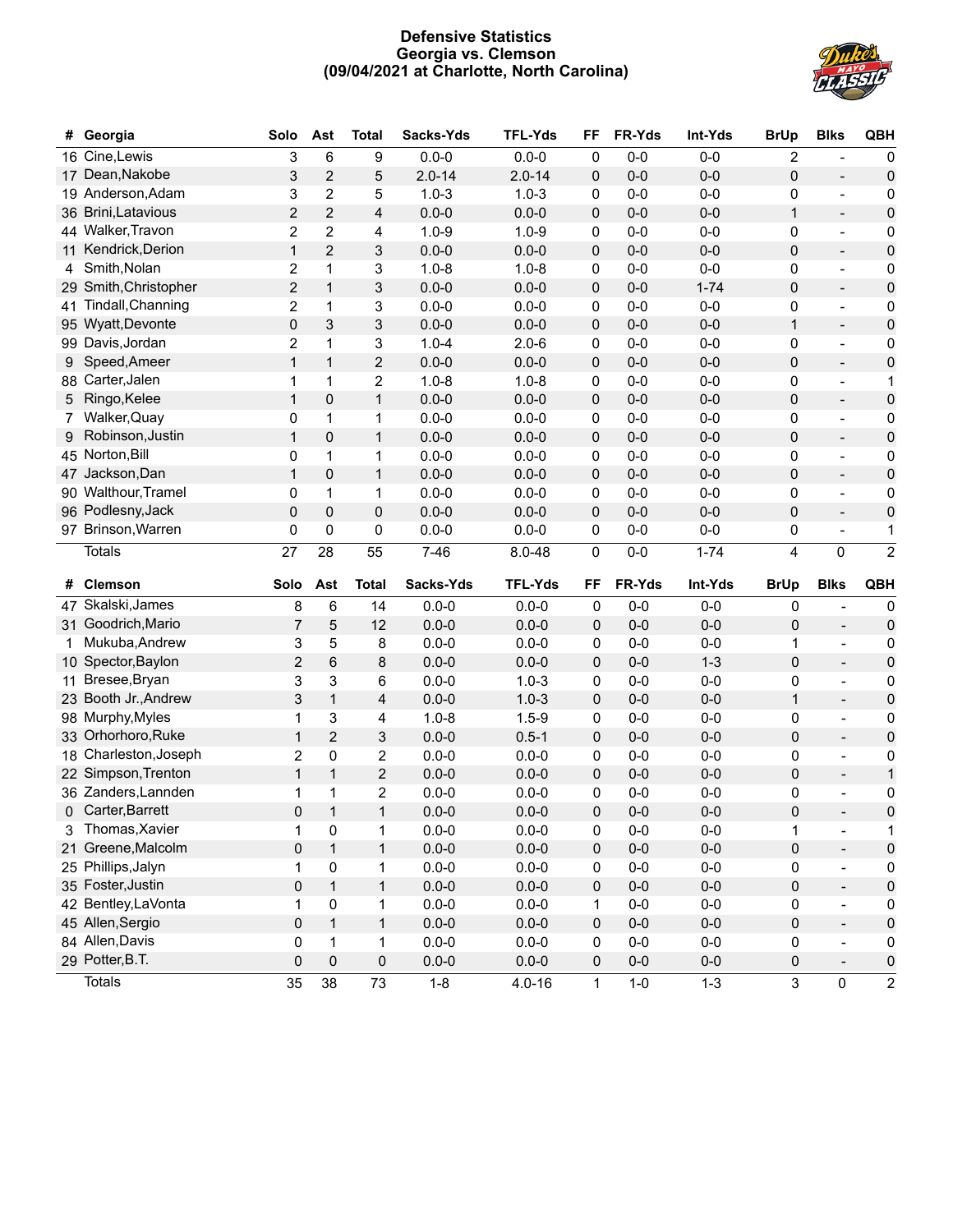# Defensive Statistics
## Georgia vs. Clemson
## (09/04/2021 at Charlotte, North Carolina)

| # | Georgia | Solo | Ast | Total | Sacks-Yds | TFL-Yds | FF | FR-Yds | Int-Yds | BrUp | Blks | QBH |
|---|---|---|---|---|---|---|---|---|---|---|---|---|
| 16 | Cine,Lewis | 3 | 6 | 9 | 0.0-0 | 0.0-0 | 0 | 0-0 | 0-0 | 2 | - | 0 |
| 17 | Dean,Nakobe | 3 | 2 | 5 | 2.0-14 | 2.0-14 | 0 | 0-0 | 0-0 | 0 | - | 0 |
| 19 | Anderson,Adam | 3 | 2 | 5 | 1.0-3 | 1.0-3 | 0 | 0-0 | 0-0 | 0 | - | 0 |
| 36 | Brini,Latavious | 2 | 2 | 4 | 0.0-0 | 0.0-0 | 0 | 0-0 | 0-0 | 1 | - | 0 |
| 44 | Walker,Travon | 2 | 2 | 4 | 1.0-9 | 1.0-9 | 0 | 0-0 | 0-0 | 0 | - | 0 |
| 11 | Kendrick,Derion | 1 | 2 | 3 | 0.0-0 | 0.0-0 | 0 | 0-0 | 0-0 | 0 | - | 0 |
| 4 | Smith,Nolan | 2 | 1 | 3 | 1.0-8 | 1.0-8 | 0 | 0-0 | 0-0 | 0 | - | 0 |
| 29 | Smith,Christopher | 2 | 1 | 3 | 0.0-0 | 0.0-0 | 0 | 0-0 | 1-74 | 0 | - | 0 |
| 41 | Tindall,Channing | 2 | 1 | 3 | 0.0-0 | 0.0-0 | 0 | 0-0 | 0-0 | 0 | - | 0 |
| 95 | Wyatt,Devonte | 0 | 3 | 3 | 0.0-0 | 0.0-0 | 0 | 0-0 | 0-0 | 1 | - | 0 |
| 99 | Davis,Jordan | 2 | 1 | 3 | 1.0-4 | 2.0-6 | 0 | 0-0 | 0-0 | 0 | - | 0 |
| 9 | Speed,Ameer | 1 | 1 | 2 | 0.0-0 | 0.0-0 | 0 | 0-0 | 0-0 | 0 | - | 0 |
| 88 | Carter,Jalen | 1 | 1 | 2 | 1.0-8 | 1.0-8 | 0 | 0-0 | 0-0 | 0 | - | 1 |
| 5 | Ringo,Kelee | 1 | 0 | 1 | 0.0-0 | 0.0-0 | 0 | 0-0 | 0-0 | 0 | - | 0 |
| 7 | Walker,Quay | 0 | 1 | 1 | 0.0-0 | 0.0-0 | 0 | 0-0 | 0-0 | 0 | - | 0 |
| 9 | Robinson,Justin | 1 | 0 | 1 | 0.0-0 | 0.0-0 | 0 | 0-0 | 0-0 | 0 | - | 0 |
| 45 | Norton,Bill | 0 | 1 | 1 | 0.0-0 | 0.0-0 | 0 | 0-0 | 0-0 | 0 | - | 0 |
| 47 | Jackson,Dan | 1 | 0 | 1 | 0.0-0 | 0.0-0 | 0 | 0-0 | 0-0 | 0 | - | 0 |
| 90 | Walthour,Tramel | 0 | 1 | 1 | 0.0-0 | 0.0-0 | 0 | 0-0 | 0-0 | 0 | - | 0 |
| 96 | Podlesny,Jack | 0 | 0 | 0 | 0.0-0 | 0.0-0 | 0 | 0-0 | 0-0 | 0 | - | 0 |
| 97 | Brinson,Warren | 0 | 0 | 0 | 0.0-0 | 0.0-0 | 0 | 0-0 | 0-0 | 0 | - | 1 |
| | Totals | 27 | 28 | 55 | 7-46 | 8.0-48 | 0 | 0-0 | 1-74 | 4 | 0 | 2 |

| # | Clemson | Solo | Ast | Total | Sacks-Yds | TFL-Yds | FF | FR-Yds | Int-Yds | BrUp | Blks | QBH |
|---|---|---|---|---|---|---|---|---|---|---|---|---|
| 47 | Skalski,James | 8 | 6 | 14 | 0.0-0 | 0.0-0 | 0 | 0-0 | 0-0 | 0 | - | 0 |
| 31 | Goodrich,Mario | 7 | 5 | 12 | 0.0-0 | 0.0-0 | 0 | 0-0 | 0-0 | 0 | - | 0 |
| 1 | Mukuba,Andrew | 3 | 5 | 8 | 0.0-0 | 0.0-0 | 0 | 0-0 | 0-0 | 1 | - | 0 |
| 10 | Spector,Baylon | 2 | 6 | 8 | 0.0-0 | 0.0-0 | 0 | 0-0 | 1-3 | 0 | - | 0 |
| 11 | Bresee,Bryan | 3 | 3 | 6 | 0.0-0 | 1.0-3 | 0 | 0-0 | 0-0 | 0 | - | 0 |
| 23 | Booth Jr.,Andrew | 3 | 1 | 4 | 0.0-0 | 1.0-3 | 0 | 0-0 | 0-0 | 1 | - | 0 |
| 98 | Murphy,Myles | 1 | 3 | 4 | 1.0-8 | 1.5-9 | 0 | 0-0 | 0-0 | 0 | - | 0 |
| 33 | Orhorhoro,Ruke | 1 | 2 | 3 | 0.0-0 | 0.5-1 | 0 | 0-0 | 0-0 | 0 | - | 0 |
| 18 | Charleston,Joseph | 2 | 0 | 2 | 0.0-0 | 0.0-0 | 0 | 0-0 | 0-0 | 0 | - | 0 |
| 22 | Simpson,Trenton | 1 | 1 | 2 | 0.0-0 | 0.0-0 | 0 | 0-0 | 0-0 | 0 | - | 1 |
| 36 | Zanders,Lannden | 1 | 1 | 2 | 0.0-0 | 0.0-0 | 0 | 0-0 | 0-0 | 0 | - | 0 |
| 0 | Carter,Barrett | 0 | 1 | 1 | 0.0-0 | 0.0-0 | 0 | 0-0 | 0-0 | 0 | - | 0 |
| 3 | Thomas,Xavier | 1 | 0 | 1 | 0.0-0 | 0.0-0 | 0 | 0-0 | 0-0 | 1 | - | 1 |
| 21 | Greene,Malcolm | 0 | 1 | 1 | 0.0-0 | 0.0-0 | 0 | 0-0 | 0-0 | 0 | - | 0 |
| 25 | Phillips,Jalyn | 1 | 0 | 1 | 0.0-0 | 0.0-0 | 0 | 0-0 | 0-0 | 0 | - | 0 |
| 35 | Foster,Justin | 0 | 1 | 1 | 0.0-0 | 0.0-0 | 0 | 0-0 | 0-0 | 0 | - | 0 |
| 42 | Bentley,LaVonta | 1 | 0 | 1 | 0.0-0 | 0.0-0 | 1 | 0-0 | 0-0 | 0 | - | 0 |
| 45 | Allen,Sergio | 0 | 1 | 1 | 0.0-0 | 0.0-0 | 0 | 0-0 | 0-0 | 0 | - | 0 |
| 84 | Allen,Davis | 0 | 1 | 1 | 0.0-0 | 0.0-0 | 0 | 0-0 | 0-0 | 0 | - | 0 |
| 29 | Potter,B.T. | 0 | 0 | 0 | 0.0-0 | 0.0-0 | 0 | 0-0 | 0-0 | 0 | - | 0 |
| | Totals | 35 | 38 | 73 | 1-8 | 4.0-16 | 1 | 1-0 | 1-3 | 3 | 0 | 2 |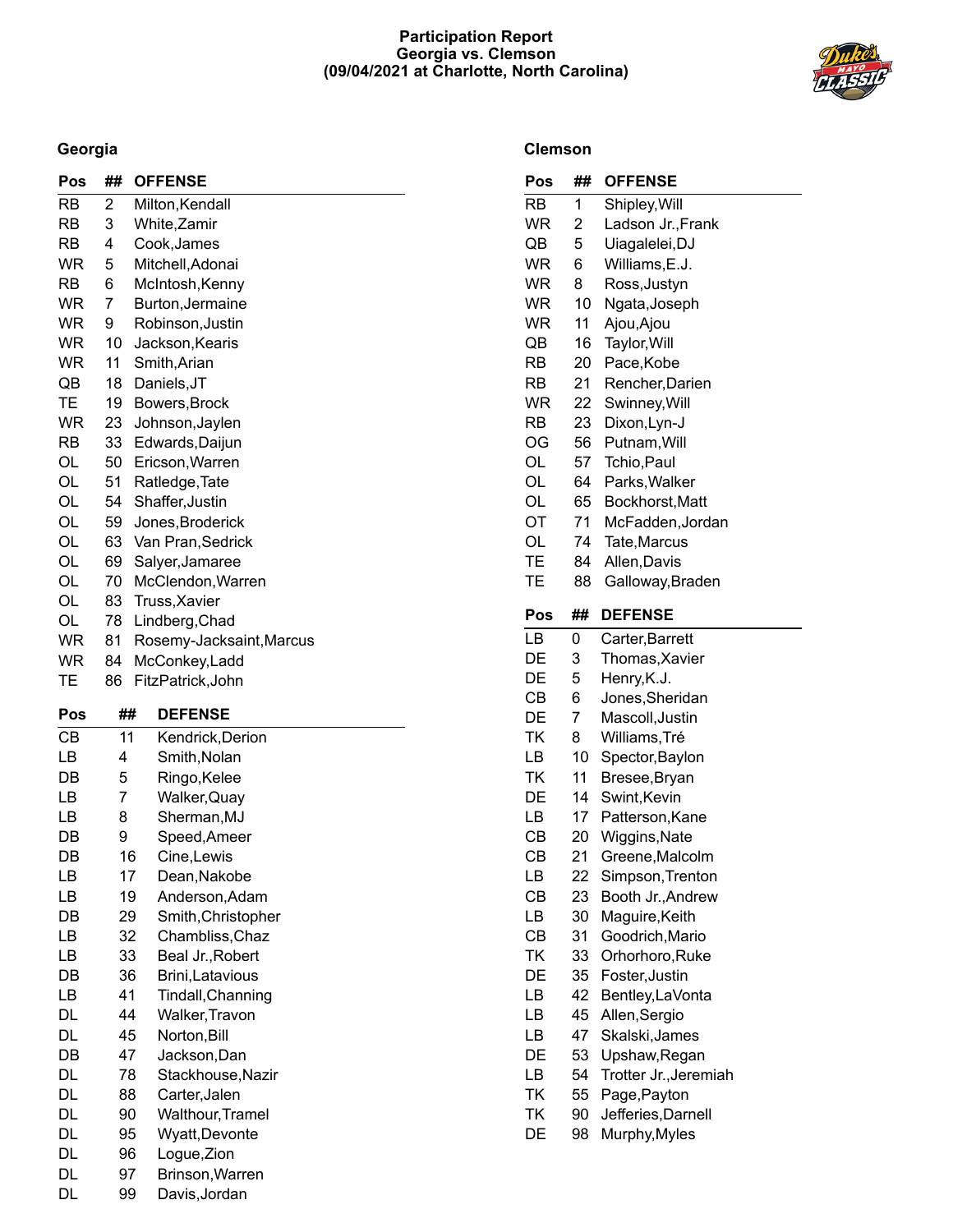# Participation Report
## Georgia vs. Clemson
## (09/04/2021 at Charlotte, North Carolina)

### Georgia

| Pos | ## | OFFENSE |
|---|---|---|
| RB | 2 | Milton,Kendall |
| RB | 3 | White,Zamir |
| RB | 4 | Cook,James |
| WR | 5 | Mitchell,Adonai |
| RB | 6 | McIntosh,Kenny |
| WR | 7 | Burton,Jermaine |
| WR | 9 | Robinson,Justin |
| WR | 10 | Jackson,Kearis |
| WR | 11 | Smith,Arian |
| QB | 18 | Daniels,JT |
| TE | 19 | Bowers,Brock |
| WR | 23 | Johnson,Jaylen |
| RB | 33 | Edwards,Daijun |
| OL | 50 | Ericson,Warren |
| OL | 51 | Ratledge,Tate |
| OL | 54 | Shaffer,Justin |
| OL | 59 | Jones,Broderick |
| OL | 63 | Van Pran,Sedrick |
| OL | 69 | Salyer,Jamaree |
| OL | 70 | McClendon,Warren |
| OL | 83 | Truss,Xavier |
| OL | 78 | Lindberg,Chad |
| WR | 81 | Rosemy-Jacksaint,Marcus |
| WR | 84 | McConkey,Ladd |
| TE | 86 | FitzPatrick,John |

| Pos | ## | DEFENSE |
|---|---|---|
| CB | 11 | Kendrick,Derion |
| LB | 4 | Smith,Nolan |
| DB | 5 | Ringo,Kelee |
| LB | 7 | Walker,Quay |
| LB | 8 | Sherman,MJ |
| DB | 9 | Speed,Ameer |
| DB | 16 | Cine,Lewis |
| LB | 17 | Dean,Nakobe |
| LB | 19 | Anderson,Adam |
| DB | 29 | Smith,Christopher |
| LB | 32 | Chambliss,Chaz |
| LB | 33 | Beal Jr.,Robert |
| DB | 36 | Brini,Latavious |
| LB | 41 | Tindall,Channing |
| DL | 44 | Walker,Travon |
| DL | 45 | Norton,Bill |
| DB | 47 | Jackson,Dan |
| DL | 78 | Stackhouse,Nazir |
| DL | 88 | Carter,Jalen |
| DL | 90 | Walthour,Tramel |
| DL | 95 | Wyatt,Devonte |
| DL | 96 | Logue,Zion |
| DL | 97 | Brinson,Warren |
| DL | 99 | Davis,Jordan |

### Clemson

| Pos | ## | OFFENSE |
|---|---|---|
| RB | 1 | Shipley,Will |
| WR | 2 | Ladson Jr.,Frank |
| QB | 5 | Uiagalelei,DJ |
| WR | 6 | Williams,E.J. |
| WR | 8 | Ross,Justyn |
| WR | 10 | Ngata,Joseph |
| WR | 11 | Ajou,Ajou |
| QB | 16 | Taylor,Will |
| RB | 20 | Pace,Kobe |
| RB | 21 | Rencher,Darien |
| WR | 22 | Swinney,Will |
| RB | 23 | Dixon,Lyn-J |
| OG | 56 | Putnam,Will |
| OL | 57 | Tchio,Paul |
| OL | 64 | Parks,Walker |
| OL | 65 | Bockhorst,Matt |
| OT | 71 | McFadden,Jordan |
| OL | 74 | Tate,Marcus |
| TE | 84 | Allen,Davis |
| TE | 88 | Galloway,Braden |

| Pos | ## | DEFENSE |
|---|---|---|
| LB | 0 | Carter,Barrett |
| DE | 3 | Thomas,Xavier |
| DE | 5 | Henry,K.J. |
| CB | 6 | Jones,Sheridan |
| DE | 7 | Mascoll,Justin |
| TK | 8 | Williams,Tré |
| LB | 10 | Spector,Baylon |
| TK | 11 | Bresee,Bryan |
| DE | 14 | Swint,Kevin |
| LB | 17 | Patterson,Kane |
| CB | 20 | Wiggins,Nate |
| CB | 21 | Greene,Malcolm |
| LB | 22 | Simpson,Trenton |
| CB | 23 | Booth Jr.,Andrew |
| LB | 30 | Maguire,Keith |
| CB | 31 | Goodrich,Mario |
| TK | 33 | Orhorhoro,Ruke |
| DE | 35 | Foster,Justin |
| LB | 42 | Bentley,LaVonta |
| LB | 45 | Allen,Sergio |
| LB | 47 | Skalski,James |
| DE | 53 | Upshaw,Regan |
| LB | 54 | Trotter Jr.,Jeremiah |
| TK | 55 | Page,Payton |
| TK | 90 | Jefferies,Darnell |
| DE | 98 | Murphy,Myles |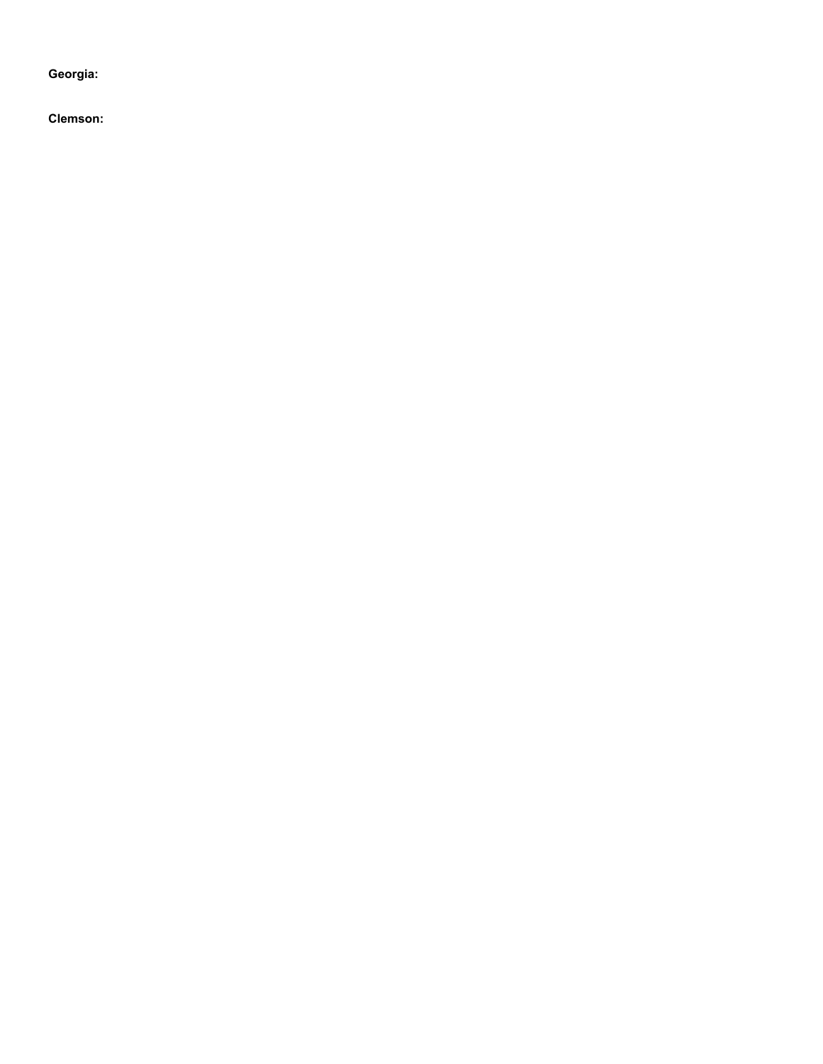**Georgia:**

**Clemson:**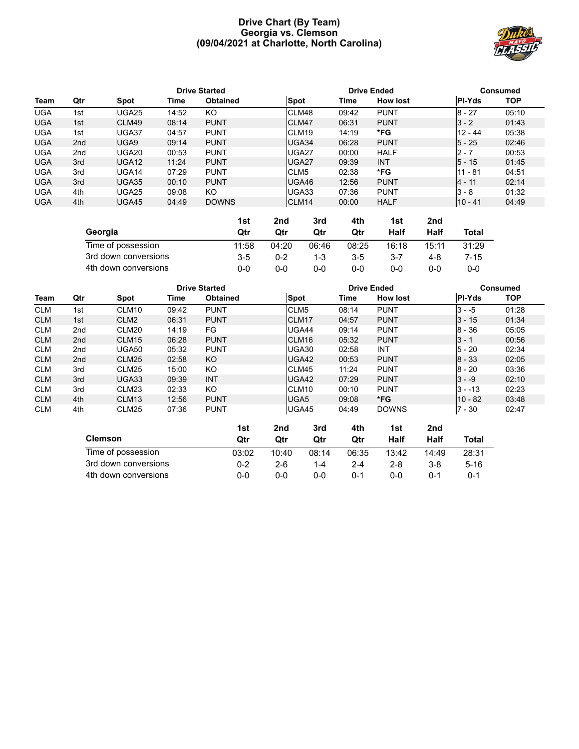# Drive Chart (By Team)
## Georgia vs. Clemson
## (09/04/2021 at Charlotte, North Carolina)

| | | Drive Started | | | Drive Ended | | | Consumed | |
|---|---|---|---|---|---|---|---|---|---|
| **Team** | **Qtr** | **Spot** | **Time** | **Obtained** | **Spot** | **Time** | **How lost** | **Pl-Yds** | **TOP** |
| UGA | 1st | UGA25 | 14:52 | KO | CLM48 | 09:42 | PUNT | 8 - 27 | 05:10 |
| UGA | 1st | CLM49 | 08:14 | PUNT | CLM47 | 06:31 | PUNT | 3 - 2 | 01:43 |
| UGA | 1st | UGA37 | 04:57 | PUNT | CLM19 | 14:19 | ***FG** | 12 - 44 | 05:38 |
| UGA | 2nd | UGA9 | 09:14 | PUNT | UGA34 | 06:28 | PUNT | 5 - 25 | 02:46 |
| UGA | 2nd | UGA20 | 00:53 | PUNT | UGA27 | 00:00 | HALF | 2 - 7 | 00:53 |
| UGA | 3rd | UGA12 | 11:24 | PUNT | UGA27 | 09:39 | INT | 5 - 15 | 01:45 |
| UGA | 3rd | UGA14 | 07:29 | PUNT | CLM5 | 02:38 | ***FG** | 11 - 81 | 04:51 |
| UGA | 3rd | UGA35 | 00:10 | PUNT | UGA46 | 12:56 | PUNT | 4 - 11 | 02:14 |
| UGA | 4th | UGA25 | 09:08 | KO | UGA33 | 07:36 | PUNT | 3 - 8 | 01:32 |
| UGA | 4th | UGA45 | 04:49 | DOWNS | CLM14 | 00:00 | HALF | 10 - 41 | 04:49 |

| Georgia | 1st Qtr | 2nd Qtr | 3rd Qtr | 4th Qtr | 1st Half | 2nd Half | Total |
|---|---|---|---|---|---|---|---|
| Time of possession | 11:58 | 04:20 | 06:46 | 08:25 | 16:18 | 15:11 | 31:29 |
| 3rd down conversions | 3-5 | 0-2 | 1-3 | 3-5 | 3-7 | 4-8 | 7-15 |
| 4th down conversions | 0-0 | 0-0 | 0-0 | 0-0 | 0-0 | 0-0 | 0-0 |

| | | Drive Started | | | Drive Ended | | | Consumed | |
|---|---|---|---|---|---|---|---|---|---|
| **Team** | **Qtr** | **Spot** | **Time** | **Obtained** | **Spot** | **Time** | **How lost** | **Pl-Yds** | **TOP** |
| CLM | 1st | CLM10 | 09:42 | PUNT | CLM5 | 08:14 | PUNT | 3 - -5 | 01:28 |
| CLM | 1st | CLM2 | 06:31 | PUNT | CLM17 | 04:57 | PUNT | 3 - 15 | 01:34 |
| CLM | 2nd | CLM20 | 14:19 | FG | UGA44 | 09:14 | PUNT | 8 - 36 | 05:05 |
| CLM | 2nd | CLM15 | 06:28 | PUNT | CLM16 | 05:32 | PUNT | 3 - 1 | 00:56 |
| CLM | 2nd | UGA50 | 05:32 | PUNT | UGA30 | 02:58 | INT | 5 - 20 | 02:34 |
| CLM | 2nd | CLM25 | 02:58 | KO | UGA42 | 00:53 | PUNT | 8 - 33 | 02:05 |
| CLM | 3rd | CLM25 | 15:00 | KO | CLM45 | 11:24 | PUNT | 8 - 20 | 03:36 |
| CLM | 3rd | UGA33 | 09:39 | INT | UGA42 | 07:29 | PUNT | 3 - -9 | 02:10 |
| CLM | 3rd | CLM23 | 02:33 | KO | CLM10 | 00:10 | PUNT | 3 - -13 | 02:23 |
| CLM | 4th | CLM13 | 12:56 | PUNT | UGA5 | 09:08 | ***FG** | 10 - 82 | 03:48 |
| CLM | 4th | CLM25 | 07:36 | PUNT | UGA45 | 04:49 | DOWNS | 7 - 30 | 02:47 |

| Clemson | 1st Qtr | 2nd Qtr | 3rd Qtr | 4th Qtr | 1st Half | 2nd Half | Total |
|---|---|---|---|---|---|---|---|
| Time of possession | 03:02 | 10:40 | 08:14 | 06:35 | 13:42 | 14:49 | 28:31 |
| 3rd down conversions | 0-2 | 2-6 | 1-4 | 2-4 | 2-8 | 3-8 | 5-16 |
| 4th down conversions | 0-0 | 0-0 | 0-0 | 0-1 | 0-0 | 0-1 | 0-1 |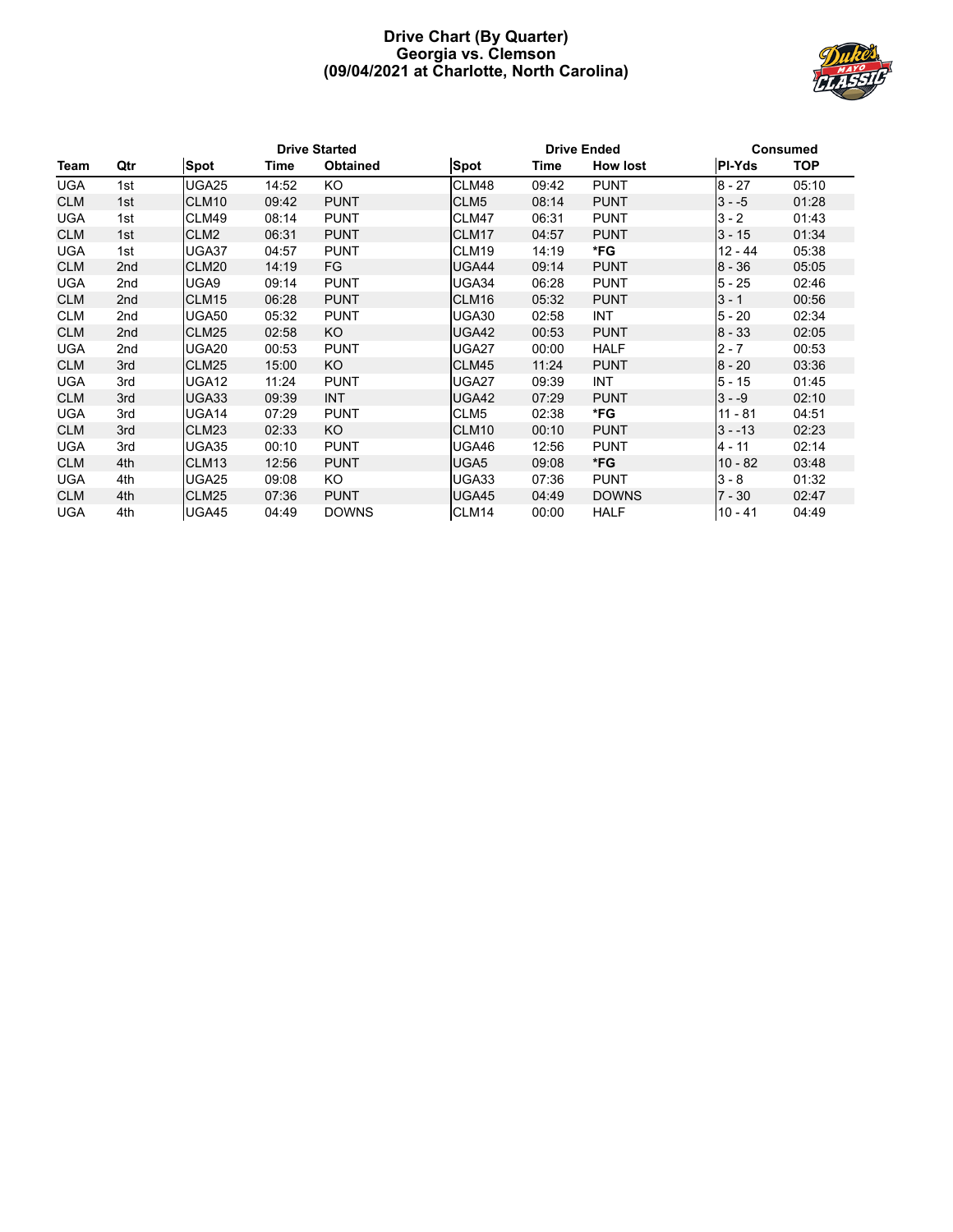# Drive Chart (By Quarter)
## Georgia vs. Clemson
## (09/04/2021 at Charlotte, North Carolina)

| Team | Qtr | Drive Started | | | Drive Ended | | | Consumed | |
|---|---|---|---|---|---|---|---|---|---|
| | | Spot | Time | Obtained | Spot | Time | How lost | Pl-Yds | TOP |
| UGA | 1st | UGA25 | 14:52 | KO | CLM48 | 09:42 | PUNT | 8 - 27 | 05:10 |
| CLM | 1st | CLM10 | 09:42 | PUNT | CLM5 | 08:14 | PUNT | 3 - -5 | 01:28 |
| UGA | 1st | CLM49 | 08:14 | PUNT | CLM47 | 06:31 | PUNT | 3 - 2 | 01:43 |
| CLM | 1st | CLM2 | 06:31 | PUNT | CLM17 | 04:57 | PUNT | 3 - 15 | 01:34 |
| UGA | 1st | UGA37 | 04:57 | PUNT | CLM19 | 14:19 | **\*FG** | 12 - 44 | 05:38 |
| CLM | 2nd | CLM20 | 14:19 | FG | UGA44 | 09:14 | PUNT | 8 - 36 | 05:05 |
| UGA | 2nd | UGA9 | 09:14 | PUNT | UGA34 | 06:28 | PUNT | 5 - 25 | 02:46 |
| CLM | 2nd | CLM15 | 06:28 | PUNT | CLM16 | 05:32 | PUNT | 3 - 1 | 00:56 |
| CLM | 2nd | UGA50 | 05:32 | PUNT | UGA30 | 02:58 | INT | 5 - 20 | 02:34 |
| CLM | 2nd | CLM25 | 02:58 | KO | UGA42 | 00:53 | PUNT | 8 - 33 | 02:05 |
| UGA | 2nd | UGA20 | 00:53 | PUNT | UGA27 | 00:00 | HALF | 2 - 7 | 00:53 |
| CLM | 3rd | CLM25 | 15:00 | KO | CLM45 | 11:24 | PUNT | 8 - 20 | 03:36 |
| UGA | 3rd | UGA12 | 11:24 | PUNT | UGA27 | 09:39 | INT | 5 - 15 | 01:45 |
| CLM | 3rd | UGA33 | 09:39 | INT | UGA42 | 07:29 | PUNT | 3 - -9 | 02:10 |
| UGA | 3rd | UGA14 | 07:29 | PUNT | CLM5 | 02:38 | **\*FG** | 11 - 81 | 04:51 |
| CLM | 3rd | CLM23 | 02:33 | KO | CLM10 | 00:10 | PUNT | 3 - -13 | 02:23 |
| UGA | 3rd | UGA35 | 00:10 | PUNT | UGA46 | 12:56 | PUNT | 4 - 11 | 02:14 |
| CLM | 4th | CLM13 | 12:56 | PUNT | UGA5 | 09:08 | **\*FG** | 10 - 82 | 03:48 |
| UGA | 4th | UGA25 | 09:08 | KO | UGA33 | 07:36 | PUNT | 3 - 8 | 01:32 |
| CLM | 4th | CLM25 | 07:36 | PUNT | UGA45 | 04:49 | DOWNS | 7 - 30 | 02:47 |
| UGA | 4th | UGA45 | 04:49 | DOWNS | CLM14 | 00:00 | HALF | 10 - 41 | 04:49 |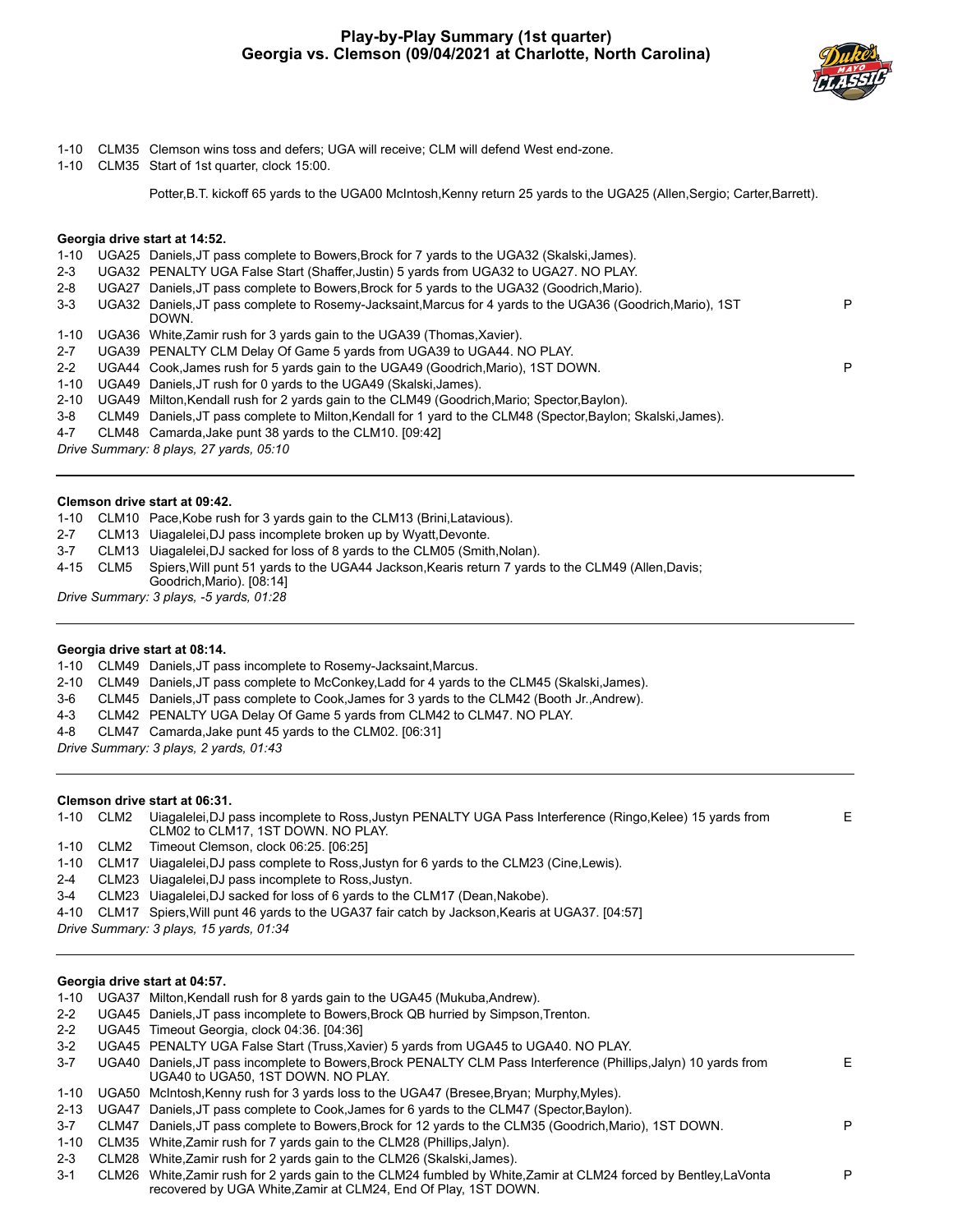# Play-by-Play Summary (1st quarter)
## Georgia vs. Clemson (09/04/2021 at Charlotte, North Carolina)

| | | | |
|---|---|---|---|
| 1-10 | CLM35 | Clemson wins toss and defers; UGA will receive; CLM will defend West end-zone. | |
| 1-10 | CLM35 | Start of 1st quarter, clock 15:00. | |
| | | Potter,B.T. kickoff 65 yards to the UGA00 McIntosh,Kenny return 25 yards to the UGA25 (Allen,Sergio; Carter,Barrett). | |

**Georgia drive start at 14:52.**

| | | | |
|---|---|---|---|
| 1-10 | UGA25 | Daniels,JT pass complete to Bowers,Brock for 7 yards to the UGA32 (Skalski,James). | |
| 2-3 | UGA32 | PENALTY UGA False Start (Shaffer,Justin) 5 yards from UGA32 to UGA27. NO PLAY. | |
| 2-8 | UGA27 | Daniels,JT pass complete to Bowers,Brock for 5 yards to the UGA32 (Goodrich,Mario). | |
| 3-3 | UGA32 | Daniels,JT pass complete to Rosemy-Jacksaint,Marcus for 4 yards to the UGA36 (Goodrich,Mario), 1ST DOWN. | P |
| 1-10 | UGA36 | White,Zamir rush for 3 yards gain to the UGA39 (Thomas,Xavier). | |
| 2-7 | UGA39 | PENALTY CLM Delay Of Game 5 yards from UGA39 to UGA44. NO PLAY. | |
| 2-2 | UGA44 | Cook,James rush for 5 yards gain to the UGA49 (Goodrich,Mario), 1ST DOWN. | P |
| 1-10 | UGA49 | Daniels,JT rush for 0 yards to the UGA49 (Skalski,James). | |
| 2-10 | UGA49 | Milton,Kendall rush for 2 yards gain to the CLM49 (Goodrich,Mario; Spector,Baylon). | |
| 3-8 | CLM49 | Daniels,JT pass complete to Milton,Kendall for 1 yard to the CLM48 (Spector,Baylon; Skalski,James). | |
| 4-7 | CLM48 | Camarda,Jake punt 38 yards to the CLM10. [09:42] | |

*Drive Summary: 8 plays, 27 yards, 05:10*

---

**Clemson drive start at 09:42.**

| | | | |
|---|---|---|---|
| 1-10 | CLM10 | Pace,Kobe rush for 3 yards gain to the CLM13 (Brini,Latavious). | |
| 2-7 | CLM13 | Uiagalelei,DJ pass incomplete broken up by Wyatt,Devonte. | |
| 3-7 | CLM13 | Uiagalelei,DJ sacked for loss of 8 yards to the CLM05 (Smith,Nolan). | |
| 4-15 | CLM5 | Spiers,Will punt 51 yards to the UGA44 Jackson,Kearis return 7 yards to the CLM49 (Allen,Davis; Goodrich,Mario). [08:14] | |

*Drive Summary: 3 plays, -5 yards, 01:28*

---

**Georgia drive start at 08:14.**

| | | | |
|---|---|---|---|
| 1-10 | CLM49 | Daniels,JT pass incomplete to Rosemy-Jacksaint,Marcus. | |
| 2-10 | CLM49 | Daniels,JT pass complete to McConkey,Ladd for 4 yards to the CLM45 (Skalski,James). | |
| 3-6 | CLM45 | Daniels,JT pass complete to Cook,James for 3 yards to the CLM42 (Booth Jr.,Andrew). | |
| 4-3 | CLM42 | PENALTY UGA Delay Of Game 5 yards from CLM42 to CLM47. NO PLAY. | |
| 4-8 | CLM47 | Camarda,Jake punt 45 yards to the CLM02. [06:31] | |

*Drive Summary: 3 plays, 2 yards, 01:43*

---

**Clemson drive start at 06:31.**

| | | | |
|---|---|---|---|
| 1-10 | CLM2 | Uiagalelei,DJ pass incomplete to Ross,Justyn PENALTY UGA Pass Interference (Ringo,Kelee) 15 yards from CLM02 to CLM17, 1ST DOWN. NO PLAY. | E |
| 1-10 | CLM2 | Timeout Clemson, clock 06:25. [06:25] | |
| 1-10 | CLM17 | Uiagalelei,DJ pass complete to Ross,Justyn for 6 yards to the CLM23 (Cine,Lewis). | |
| 2-4 | CLM23 | Uiagalelei,DJ pass incomplete to Ross,Justyn. | |
| 3-4 | CLM23 | Uiagalelei,DJ sacked for loss of 6 yards to the CLM17 (Dean,Nakobe). | |
| 4-10 | CLM17 | Spiers,Will punt 46 yards to the UGA37 fair catch by Jackson,Kearis at UGA37. [04:57] | |

*Drive Summary: 3 plays, 15 yards, 01:34*

---

**Georgia drive start at 04:57.**

| | | | |
|---|---|---|---|
| 1-10 | UGA37 | Milton,Kendall rush for 8 yards gain to the UGA45 (Mukuba,Andrew). | |
| 2-2 | UGA45 | Daniels,JT pass incomplete to Bowers,Brock QB hurried by Simpson,Trenton. | |
| 2-2 | UGA45 | Timeout Georgia, clock 04:36. [04:36] | |
| 3-2 | UGA45 | PENALTY UGA False Start (Truss,Xavier) 5 yards from UGA45 to UGA40. NO PLAY. | |
| 3-7 | UGA40 | Daniels,JT pass incomplete to Bowers,Brock PENALTY CLM Pass Interference (Phillips,Jalyn) 10 yards from UGA40 to UGA50, 1ST DOWN. NO PLAY. | E |
| 1-10 | UGA50 | McIntosh,Kenny rush for 3 yards loss to the UGA47 (Bresee,Bryan; Murphy,Myles). | |
| 2-13 | UGA47 | Daniels,JT pass complete to Cook,James for 6 yards to the CLM47 (Spector,Baylon). | |
| 3-7 | CLM47 | Daniels,JT pass complete to Bowers,Brock for 12 yards to the CLM35 (Goodrich,Mario), 1ST DOWN. | P |
| 1-10 | CLM35 | White,Zamir rush for 7 yards gain to the CLM28 (Phillips,Jalyn). | |
| 2-3 | CLM28 | White,Zamir rush for 2 yards gain to the CLM26 (Skalski,James). | |
| 3-1 | CLM26 | White,Zamir rush for 2 yards gain to the CLM24 fumbled by White,Zamir at CLM24 forced by Bentley,LaVonta recovered by UGA White,Zamir at CLM24, End Of Play, 1ST DOWN. | P |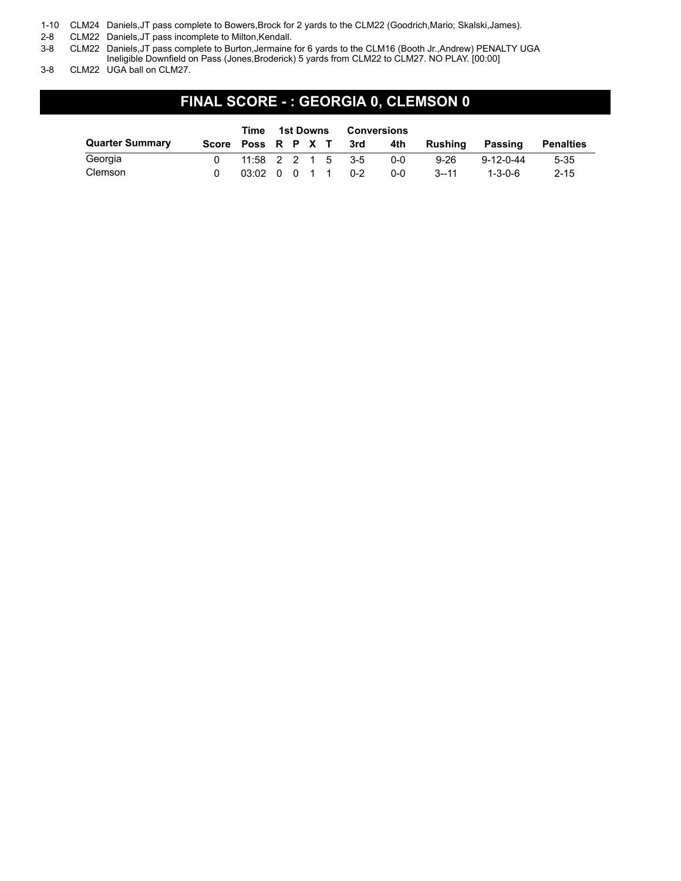1-10 CLM24 Daniels,JT pass complete to Bowers,Brock for 2 yards to the CLM22 (Goodrich,Mario; Skalski,James).

2-8 CLM22 Daniels,JT pass incomplete to Milton,Kendall.

3-8 CLM22 Daniels,JT pass complete to Burton,Jermaine for 6 yards to the CLM16 (Booth Jr.,Andrew) PENALTY UGA Ineligible Downfield on Pass (Jones,Broderick) 5 yards from CLM22 to CLM27. NO PLAY. [00:00]

3-8 CLM22 UGA ball on CLM27.

## FINAL SCORE - : GEORGIA 0, CLEMSON 0

| Quarter Summary | Score | Time Poss | 1st Downs R | P | X | T | Conversions 3rd | 4th | Rushing | Passing | Penalties |
|---|---|---|---|---|---|---|---|---|---|---|---|
| Georgia | 0 | 11:58 | 2 | 2 | 1 | 5 | 3-5 | 0-0 | 9-26 | 9-12-0-44 | 5-35 |
| Clemson | 0 | 03:02 | 0 | 0 | 1 | 1 | 0-2 | 0-0 | 3--11 | 1-3-0-6 | 2-15 |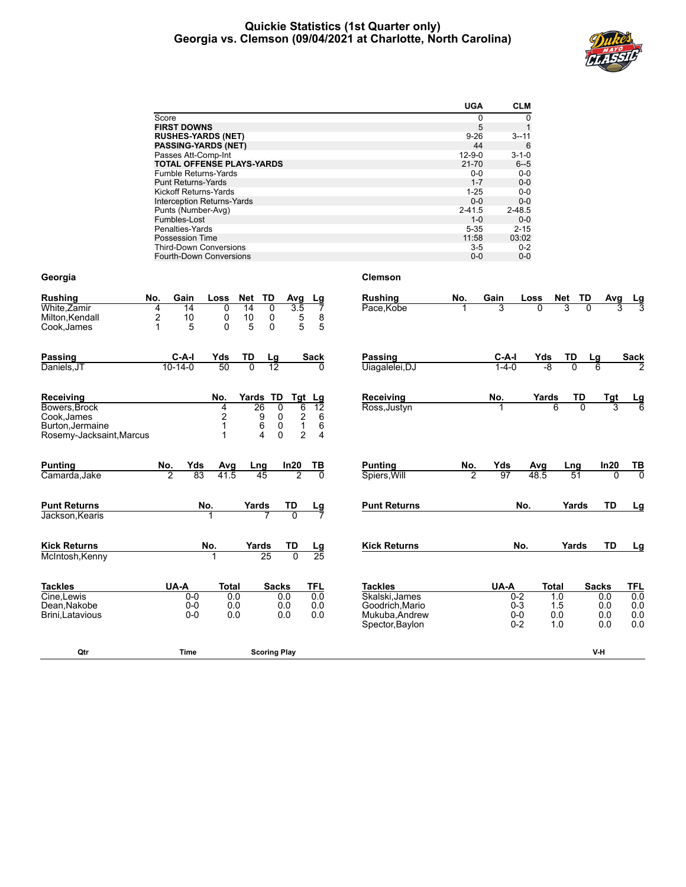# Quickie Statistics (1st Quarter only)
## Georgia vs. Clemson (09/04/2021 at Charlotte, North Carolina)

| | UGA | CLM |
|---|---|---|
| Score | 0 | 0 |
| **FIRST DOWNS** | 5 | 1 |
| **RUSHES-YARDS (NET)** | 9-26 | 3--11 |
| **PASSING-YARDS (NET)** | 44 | 6 |
| Passes Att-Comp-Int | 12-9-0 | 3-1-0 |
| **TOTAL OFFENSE PLAYS-YARDS** | 21-70 | 6--5 |
| Fumble Returns-Yards | 0-0 | 0-0 |
| Punt Returns-Yards | 1-7 | 0-0 |
| Kickoff Returns-Yards | 1-25 | 0-0 |
| Interception Returns-Yards | 0-0 | 0-0 |
| Punts (Number-Avg) | 2-41.5 | 2-48.5 |
| Fumbles-Lost | 1-0 | 0-0 |
| Penalties-Yards | 5-35 | 2-15 |
| Possession Time | 11:58 | 03:02 |
| Third-Down Conversions | 3-5 | 0-2 |
| Fourth-Down Conversions | 0-0 | 0-0 |

### Georgia

| Rushing | No. | Gain | Loss | Net | TD | Avg | Lg |
|---|---|---|---|---|---|---|---|
| White,Zamir | 4 | 14 | 0 | 14 | 0 | 3.5 | 7 |
| Milton,Kendall | 2 | 10 | 0 | 10 | 0 | 5 | 8 |
| Cook,James | 1 | 5 | 0 | 5 | 0 | 5 | 5 |

| Passing | C-A-I | Yds | TD | Lg | Sack |
|---|---|---|---|---|---|
| Daniels,JT | 10-14-0 | 50 | 0 | 12 | 0 |

| Receiving | No. | Yards | TD | Tgt | Lg |
|---|---|---|---|---|---|
| Bowers,Brock | 4 | 26 | 0 | 6 | 12 |
| Cook,James | 2 | 9 | 0 | 2 | 6 |
| Burton,Jermaine | 1 | 6 | 0 | 1 | 6 |
| Rosemy-Jacksaint,Marcus | 1 | 4 | 0 | 2 | 4 |

| Punting | No. | Yds | Avg | Lng | In20 | TB |
|---|---|---|---|---|---|---|
| Camarda,Jake | 2 | 83 | 41.5 | 45 | 2 | 0 |

| Punt Returns | No. | Yards | TD | Lg |
|---|---|---|---|---|
| Jackson,Kearis | 1 | 7 | 0 | 7 |

| Kick Returns | No. | Yards | TD | Lg |
|---|---|---|---|---|
| McIntosh,Kenny | 1 | 25 | 0 | 25 |

| Tackles | UA-A | Total | Sacks | TFL |
|---|---|---|---|---|
| Cine,Lewis | 0-0 | 0.0 | 0.0 | 0.0 |
| Dean,Nakobe | 0-0 | 0.0 | 0.0 | 0.0 |
| Brini,Latavious | 0-0 | 0.0 | 0.0 | 0.0 |

### Clemson

| Rushing | No. | Gain | Loss | Net | TD | Avg | Lg |
|---|---|---|---|---|---|---|---|
| Pace,Kobe | 1 | 3 | 0 | 3 | 0 | 3 | 3 |

| Passing | C-A-I | Yds | TD | Lg | Sack |
|---|---|---|---|---|---|
| Uiagalelei,DJ | 1-4-0 | -8 | 0 | 6 | 2 |

| Receiving | No. | Yards | TD | Tgt | Lg |
|---|---|---|---|---|---|
| Ross,Justyn | 1 | 6 | 0 | 3 | 6 |

| Punting | No. | Yds | Avg | Lng | In20 | TB |
|---|---|---|---|---|---|---|
| Spiers,Will | 2 | 97 | 48.5 | 51 | 0 | 0 |

| Punt Returns | No. | Yards | TD | Lg |
|---|---|---|---|---|

| Kick Returns | No. | Yards | TD | Lg |
|---|---|---|---|---|

| Tackles | UA-A | Total | Sacks | TFL |
|---|---|---|---|---|
| Skalski,James | 0-2 | 1.0 | 0.0 | 0.0 |
| Goodrich,Mario | 0-3 | 1.5 | 0.0 | 0.0 |
| Mukuba,Andrew | 0-0 | 0.0 | 0.0 | 0.0 |
| Spector,Baylon | 0-2 | 1.0 | 0.0 | 0.0 |

| Qtr | Time | Scoring Play | V-H |
|---|---|---|---|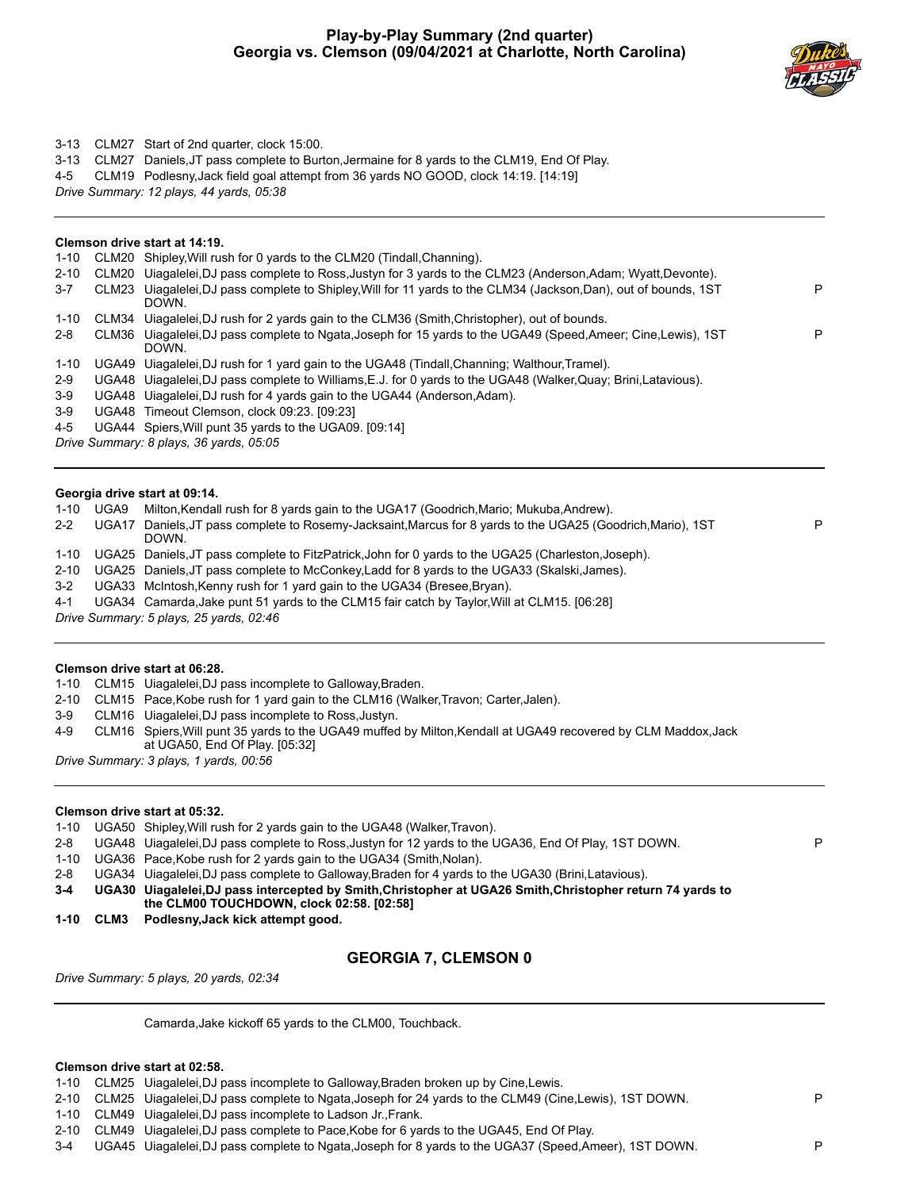# Play-by-Play Summary (2nd quarter)
## Georgia vs. Clemson (09/04/2021 at Charlotte, North Carolina)

| | | | |
|---|---|---|---|
| 3-13 | CLM27 | Start of 2nd quarter, clock 15:00. | |
| 3-13 | CLM27 | Daniels,JT pass complete to Burton,Jermaine for 8 yards to the CLM19, End Of Play. | |
| 4-5 | CLM19 | Podlesny,Jack field goal attempt from 36 yards NO GOOD, clock 14:19. [14:19] | |

*Drive Summary: 12 plays, 44 yards, 05:38*

---

**Clemson drive start at 14:19.**

| | | | |
|---|---|---|---|
| 1-10 | CLM20 | Shipley,Will rush for 0 yards to the CLM20 (Tindall,Channing). | |
| 2-10 | CLM20 | Uiagalelei,DJ pass complete to Ross,Justyn for 3 yards to the CLM23 (Anderson,Adam; Wyatt,Devonte). | |
| 3-7 | CLM23 | Uiagalelei,DJ pass complete to Shipley,Will for 11 yards to the CLM34 (Jackson,Dan), out of bounds, 1ST DOWN. | P |
| 1-10 | CLM34 | Uiagalelei,DJ rush for 2 yards gain to the CLM36 (Smith,Christopher), out of bounds. | |
| 2-8 | CLM36 | Uiagalelei,DJ pass complete to Ngata,Joseph for 15 yards to the UGA49 (Speed,Ameer; Cine,Lewis), 1ST DOWN. | P |
| 1-10 | UGA49 | Uiagalelei,DJ rush for 1 yard gain to the UGA48 (Tindall,Channing; Walthour,Tramel). | |
| 2-9 | UGA48 | Uiagalelei,DJ pass complete to Williams,E.J. for 0 yards to the UGA48 (Walker,Quay; Brini,Latavious). | |
| 3-9 | UGA48 | Uiagalelei,DJ rush for 4 yards gain to the UGA44 (Anderson,Adam). | |
| 3-9 | UGA48 | Timeout Clemson, clock 09:23. [09:23] | |
| 4-5 | UGA44 | Spiers,Will punt 35 yards to the UGA09. [09:14] | |

*Drive Summary: 8 plays, 36 yards, 05:05*

---

**Georgia drive start at 09:14.**

| | | | |
|---|---|---|---|
| 1-10 | UGA9 | Milton,Kendall rush for 8 yards gain to the UGA17 (Goodrich,Mario; Mukuba,Andrew). | |
| 2-2 | UGA17 | Daniels,JT pass complete to Rosemy-Jacksaint,Marcus for 8 yards to the UGA25 (Goodrich,Mario), 1ST DOWN. | P |
| 1-10 | UGA25 | Daniels,JT pass complete to FitzPatrick,John for 0 yards to the UGA25 (Charleston,Joseph). | |
| 2-10 | UGA25 | Daniels,JT pass complete to McConkey,Ladd for 8 yards to the UGA33 (Skalski,James). | |
| 3-2 | UGA33 | McIntosh,Kenny rush for 1 yard gain to the UGA34 (Bresee,Bryan). | |
| 4-1 | UGA34 | Camarda,Jake punt 51 yards to the CLM15 fair catch by Taylor,Will at CLM15. [06:28] | |

*Drive Summary: 5 plays, 25 yards, 02:46*

---

**Clemson drive start at 06:28.**

| | | |
|---|---|---|
| 1-10 | CLM15 | Uiagalelei,DJ pass incomplete to Galloway,Braden. |
| 2-10 | CLM15 | Pace,Kobe rush for 1 yard gain to the CLM16 (Walker,Travon; Carter,Jalen). |
| 3-9 | CLM16 | Uiagalelei,DJ pass incomplete to Ross,Justyn. |
| 4-9 | CLM16 | Spiers,Will punt 35 yards to the UGA49 muffed by Milton,Kendall at UGA49 recovered by CLM Maddox,Jack at UGA50, End Of Play. [05:32] |

*Drive Summary: 3 plays, 1 yards, 00:56*

---

**Clemson drive start at 05:32.**

| | | | |
|---|---|---|---|
| 1-10 | UGA50 | Shipley,Will rush for 2 yards gain to the UGA48 (Walker,Travon). | |
| 2-8 | UGA48 | Uiagalelei,DJ pass complete to Ross,Justyn for 12 yards to the UGA36, End Of Play, 1ST DOWN. | P |
| 1-10 | UGA36 | Pace,Kobe rush for 2 yards gain to the UGA34 (Smith,Nolan). | |
| 2-8 | UGA34 | Uiagalelei,DJ pass complete to Galloway,Braden for 4 yards to the UGA30 (Brini,Latavious). | |
| **3-4** | **UGA30** | **Uiagalelei,DJ pass intercepted by Smith,Christopher at UGA26 Smith,Christopher return 74 yards to the CLM00 TOUCHDOWN, clock 02:58. [02:58]** | |
| **1-10** | **CLM3** | **Podlesny,Jack kick attempt good.** | |

## GEORGIA 7, CLEMSON 0

*Drive Summary: 5 plays, 20 yards, 02:34*

---

Camarda,Jake kickoff 65 yards to the CLM00, Touchback.

**Clemson drive start at 02:58.**

| | | | |
|---|---|---|---|
| 1-10 | CLM25 | Uiagalelei,DJ pass incomplete to Galloway,Braden broken up by Cine,Lewis. | |
| 2-10 | CLM25 | Uiagalelei,DJ pass complete to Ngata,Joseph for 24 yards to the CLM49 (Cine,Lewis), 1ST DOWN. | P |
| 1-10 | CLM49 | Uiagalelei,DJ pass incomplete to Ladson Jr.,Frank. | |
| 2-10 | CLM49 | Uiagalelei,DJ pass complete to Pace,Kobe for 6 yards to the UGA45, End Of Play. | |
| 3-4 | UGA45 | Uiagalelei,DJ pass complete to Ngata,Joseph for 8 yards to the UGA37 (Speed,Ameer), 1ST DOWN. | P |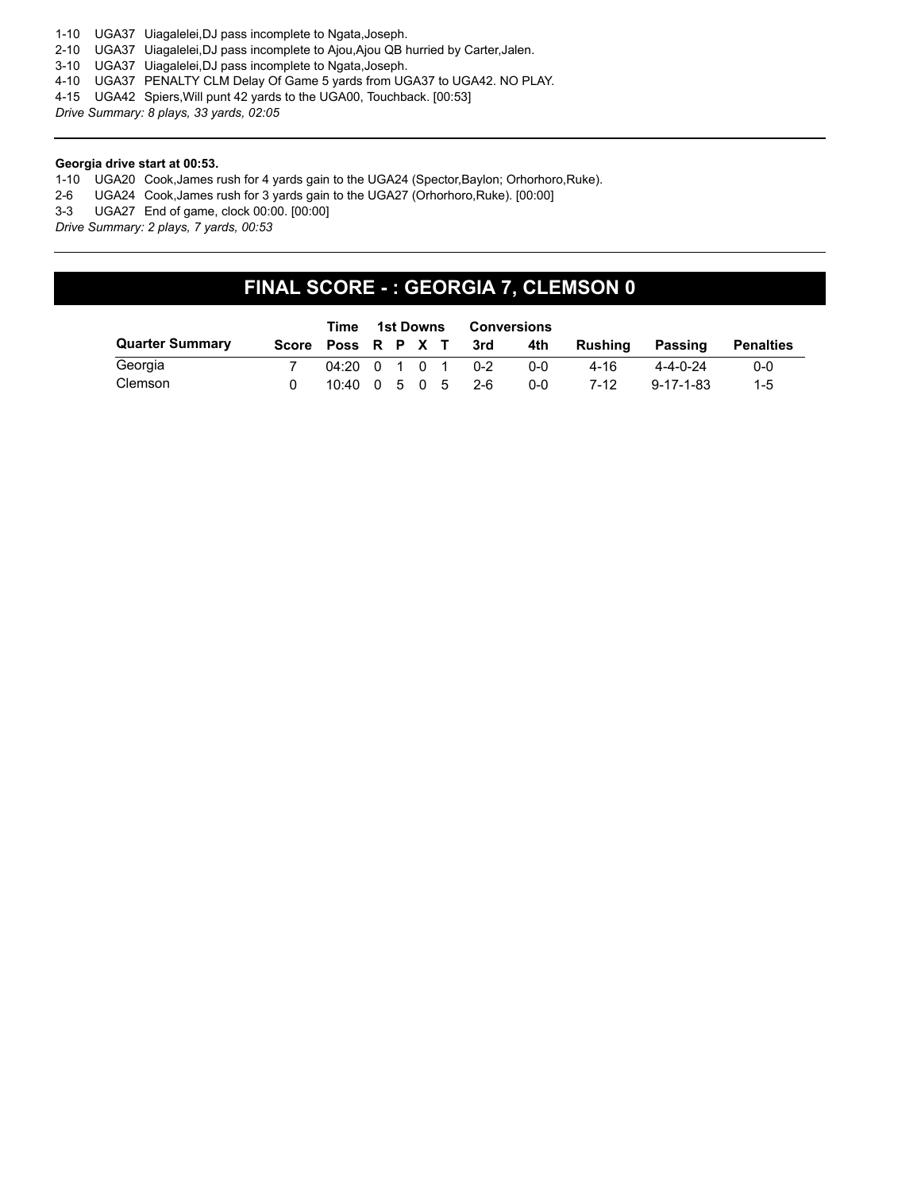1-10 UGA37 Uiagalelei,DJ pass incomplete to Ngata,Joseph.
2-10 UGA37 Uiagalelei,DJ pass incomplete to Ajou,Ajou QB hurried by Carter,Jalen.
3-10 UGA37 Uiagalelei,DJ pass incomplete to Ngata,Joseph.
4-10 UGA37 PENALTY CLM Delay Of Game 5 yards from UGA37 to UGA42. NO PLAY.
4-15 UGA42 Spiers,Will punt 42 yards to the UGA00, Touchback. [00:53]

*Drive Summary: 8 plays, 33 yards, 02:05*

---

**Georgia drive start at 00:53.**

1-10 UGA20 Cook,James rush for 4 yards gain to the UGA24 (Spector,Baylon; Orhorhoro,Ruke).
2-6 UGA24 Cook,James rush for 3 yards gain to the UGA27 (Orhorhoro,Ruke). [00:00]
3-3 UGA27 End of game, clock 00:00. [00:00]

*Drive Summary: 2 plays, 7 yards, 00:53*

---

## FINAL SCORE - : GEORGIA 7, CLEMSON 0

| | | Time | 1st Downs | | | | Conversions | | | | |
|---|---|---|---|---|---|---|---|---|---|---|---|
| **Quarter Summary** | **Score** | **Poss** | **R** | **P** | **X** | **T** | **3rd** | **4th** | **Rushing** | **Passing** | **Penalties** |
| Georgia | 7 | 04:20 | 0 | 1 | 0 | 1 | 0-2 | 0-0 | 4-16 | 4-4-0-24 | 0-0 |
| Clemson | 0 | 10:40 | 0 | 5 | 0 | 5 | 2-6 | 0-0 | 7-12 | 9-17-1-83 | 1-5 |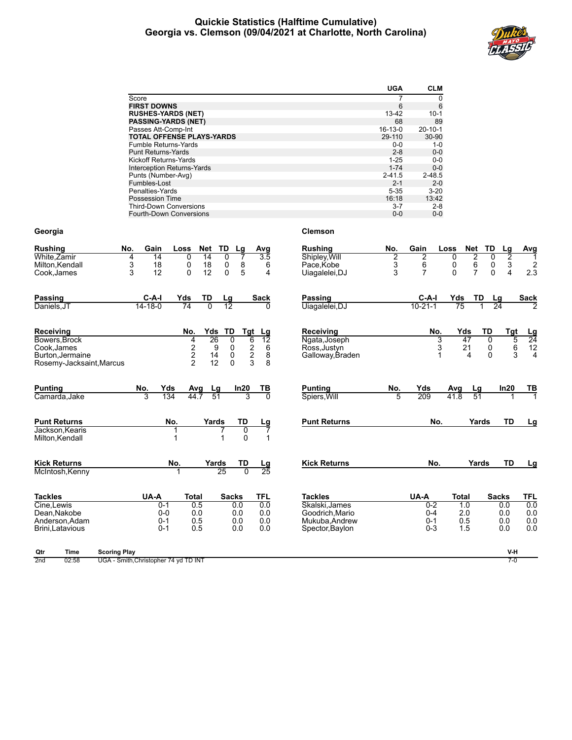# Quickie Statistics (Halftime Cumulative)
## Georgia vs. Clemson (09/04/2021 at Charlotte, North Carolina)

| | UGA | CLM |
|---|---|---|
| Score | 7 | 0 |
| **FIRST DOWNS** | 6 | 6 |
| **RUSHES-YARDS (NET)** | 13-42 | 10-1 |
| **PASSING-YARDS (NET)** | 68 | 89 |
| Passes Att-Comp-Int | 16-13-0 | 20-10-1 |
| **TOTAL OFFENSE PLAYS-YARDS** | 29-110 | 30-90 |
| Fumble Returns-Yards | 0-0 | 1-0 |
| Punt Returns-Yards | 2-8 | 0-0 |
| Kickoff Returns-Yards | 1-25 | 0-0 |
| Interception Returns-Yards | 1-74 | 0-0 |
| Punts (Number-Avg) | 2-41.5 | 2-48.5 |
| Fumbles-Lost | 2-1 | 2-0 |
| Penalties-Yards | 5-35 | 3-20 |
| Possession Time | 16:18 | 13:42 |
| Third-Down Conversions | 3-7 | 2-8 |
| Fourth-Down Conversions | 0-0 | 0-0 |

### Georgia

| Rushing | No. | Gain | Loss | Net | TD | Lg | Avg |
|---|---|---|---|---|---|---|---|
| White,Zamir | 4 | 14 | 0 | 14 | 0 | 7 | 3.5 |
| Milton,Kendall | 3 | 18 | 0 | 18 | 0 | 8 | 6 |
| Cook,James | 3 | 12 | 0 | 12 | 0 | 5 | 4 |

| Passing | C-A-I | Yds | TD | Lg | Sack |
|---|---|---|---|---|---|
| Daniels,JT | 14-18-0 | 74 | 0 | 12 | 0 |

| Receiving | No. | Yds | TD | Tgt | Lg |
|---|---|---|---|---|---|
| Bowers,Brock | 4 | 26 | 0 | 6 | 12 |
| Cook,James | 2 | 9 | 0 | 2 | 6 |
| Burton,Jermaine | 2 | 14 | 0 | 2 | 8 |
| Rosemy-Jacksaint,Marcus | 2 | 12 | 0 | 3 | 8 |

| Punting | No. | Yds | Avg | Lg | In20 | TB |
|---|---|---|---|---|---|---|
| Camarda,Jake | 3 | 134 | 44.7 | 51 | 3 | 0 |

| Punt Returns | No. | Yards | TD | Lg |
|---|---|---|---|---|
| Jackson,Kearis | 1 | 7 | 0 | 7 |
| Milton,Kendall | 1 | 1 | 0 | 1 |

| Kick Returns | No. | Yards | TD | Lg |
|---|---|---|---|---|
| McIntosh,Kenny | 1 | 25 | 0 | 25 |

| Tackles | UA-A | Total | Sacks | TFL |
|---|---|---|---|---|
| Cine,Lewis | 0-1 | 0.5 | 0.0 | 0.0 |
| Dean,Nakobe | 0-0 | 0.0 | 0.0 | 0.0 |
| Anderson,Adam | 0-1 | 0.5 | 0.0 | 0.0 |
| Brini,Latavious | 0-1 | 0.5 | 0.0 | 0.0 |

### Clemson

| Rushing | No. | Gain | Loss | Net | TD | Lg | Avg |
|---|---|---|---|---|---|---|---|
| Shipley,Will | 2 | 2 | 0 | 2 | 0 | 2 | 1 |
| Pace,Kobe | 3 | 6 | 0 | 6 | 0 | 3 | 2 |
| Uiagalelei,DJ | 3 | 7 | 0 | 7 | 0 | 4 | 2.3 |

| Passing | C-A-I | Yds | TD | Lg | Sack |
|---|---|---|---|---|---|
| Uiagalelei,DJ | 10-21-1 | 75 | 1 | 24 | 2 |

| Receiving | No. | Yds | TD | Tgt | Lg |
|---|---|---|---|---|---|
| Ngata,Joseph | 3 | 47 | 0 | 5 | 24 |
| Ross,Justyn | 3 | 21 | 0 | 6 | 12 |
| Galloway,Braden | 1 | 4 | 0 | 3 | 4 |

| Punting | No. | Yds | Avg | Lg | In20 | TB |
|---|---|---|---|---|---|---|
| Spiers,Will | 5 | 209 | 41.8 | 51 | 1 | 1 |

| Punt Returns | No. | Yards | TD | Lg |
|---|---|---|---|---|

| Kick Returns | No. | Yards | TD | Lg |
|---|---|---|---|---|

| Tackles | UA-A | Total | Sacks | TFL |
|---|---|---|---|---|
| Skalski,James | 0-2 | 1.0 | 0.0 | 0.0 |
| Goodrich,Mario | 0-4 | 2.0 | 0.0 | 0.0 |
| Mukuba,Andrew | 0-1 | 0.5 | 0.0 | 0.0 |
| Spector,Baylon | 0-3 | 1.5 | 0.0 | 0.0 |

| Qtr | Time | Scoring Play | V-H |
|---|---|---|---|
| 2nd | 02:58 | UGA - Smith,Christopher 74 yd TD INT | 7-0 |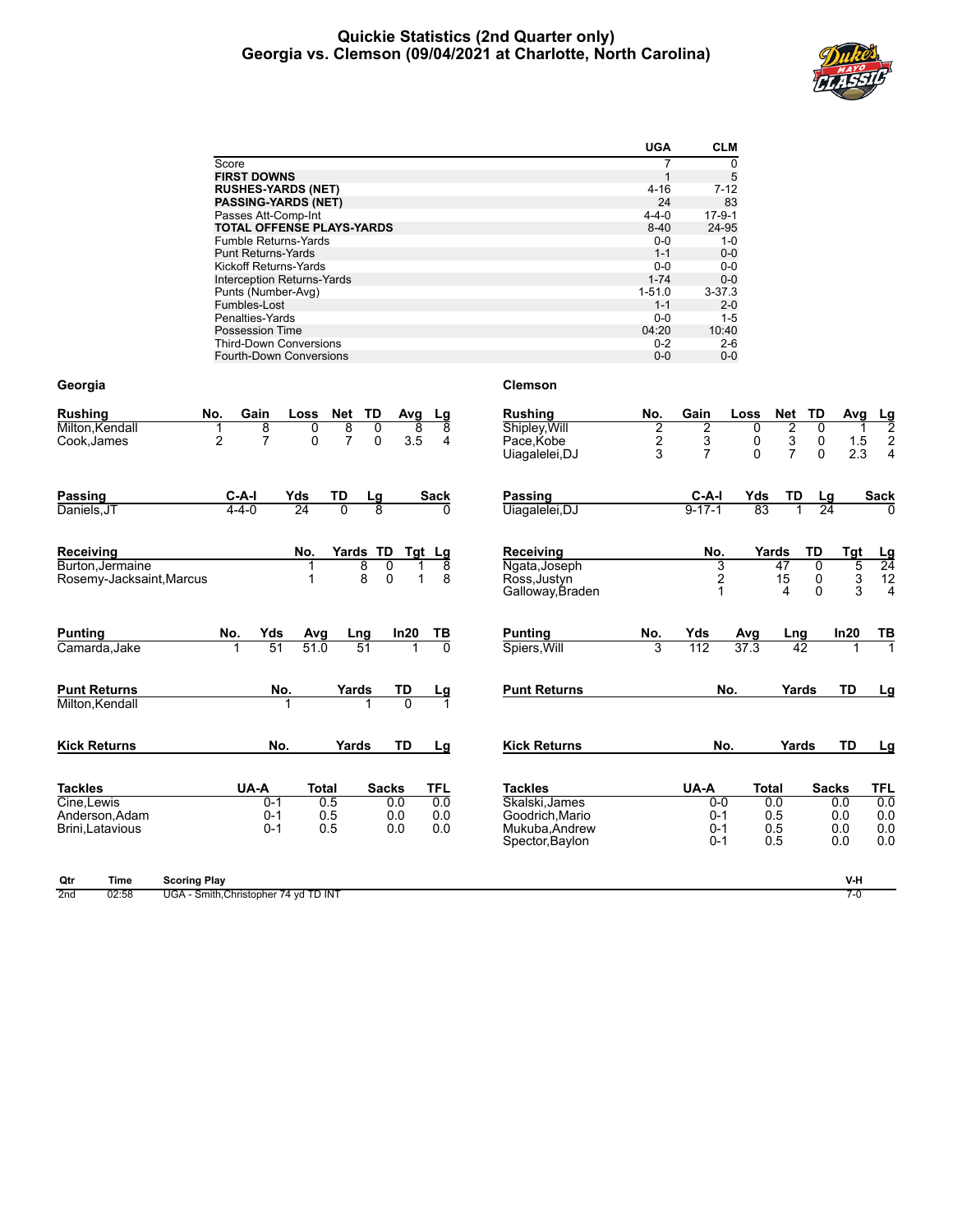# Quickie Statistics (2nd Quarter only)
## Georgia vs. Clemson (09/04/2021 at Charlotte, North Carolina)

| | UGA | CLM |
|---|---|---|
| Score | 7 | 0 |
| **FIRST DOWNS** | 1 | 5 |
| **RUSHES-YARDS (NET)** | 4-16 | 7-12 |
| **PASSING-YARDS (NET)** | 24 | 83 |
| Passes Att-Comp-Int | 4-4-0 | 17-9-1 |
| **TOTAL OFFENSE PLAYS-YARDS** | 8-40 | 24-95 |
| Fumble Returns-Yards | 0-0 | 1-0 |
| Punt Returns-Yards | 1-1 | 0-0 |
| Kickoff Returns-Yards | 0-0 | 0-0 |
| Interception Returns-Yards | 1-74 | 0-0 |
| Punts (Number-Avg) | 1-51.0 | 3-37.3 |
| Fumbles-Lost | 1-1 | 2-0 |
| Penalties-Yards | 0-0 | 1-5 |
| Possession Time | 04:20 | 10:40 |
| Third-Down Conversions | 0-2 | 2-6 |
| Fourth-Down Conversions | 0-0 | 0-0 |

## Georgia

| Rushing | No. | Gain | Loss | Net | TD | Avg | Lg |
|---|---|---|---|---|---|---|---|
| Milton,Kendall | 1 | 8 | 0 | 8 | 0 | 8 | 8 |
| Cook,James | 2 | 7 | 0 | 7 | 0 | 3.5 | 4 |

| Passing | C-A-I | Yds | TD | Lg | Sack |
|---|---|---|---|---|---|
| Daniels,JT | 4-4-0 | 24 | 0 | 8 | 0 |

| Receiving | No. | Yards | TD | Tgt | Lg |
|---|---|---|---|---|---|
| Burton,Jermaine | 1 | 8 | 0 | 1 | 8 |
| Rosemy-Jacksaint,Marcus | 1 | 8 | 0 | 1 | 8 |

| Punting | No. | Yds | Avg | Lng | In20 | TB |
|---|---|---|---|---|---|---|
| Camarda,Jake | 1 | 51 | 51.0 | 51 | 1 | 0 |

| Punt Returns | No. | Yards | TD | Lg |
|---|---|---|---|---|
| Milton,Kendall | 1 | 1 | 0 | 1 |

| Kick Returns | No. | Yards | TD | Lg |
|---|---|---|---|---|

| Tackles | UA-A | Total | Sacks | TFL |
|---|---|---|---|---|
| Cine,Lewis | 0-1 | 0.5 | 0.0 | 0.0 |
| Anderson,Adam | 0-1 | 0.5 | 0.0 | 0.0 |
| Brini,Latavious | 0-1 | 0.5 | 0.0 | 0.0 |

## Clemson

| Rushing | No. | Gain | Loss | Net | TD | Avg | Lg |
|---|---|---|---|---|---|---|---|
| Shipley,Will | 2 | 2 | 0 | 2 | 0 | 1 | 2 |
| Pace,Kobe | 2 | 3 | 0 | 3 | 0 | 1.5 | 2 |
| Uiagalelei,DJ | 3 | 7 | 0 | 7 | 0 | 2.3 | 4 |

| Passing | C-A-I | Yds | TD | Lg | Sack |
|---|---|---|---|---|---|
| Uiagalelei,DJ | 9-17-1 | 83 | 1 | 24 | 0 |

| Receiving | No. | Yards | TD | Tgt | Lg |
|---|---|---|---|---|---|
| Ngata,Joseph | 3 | 47 | 0 | 5 | 24 |
| Ross,Justyn | 2 | 15 | 0 | 3 | 12 |
| Galloway,Braden | 1 | 4 | 0 | 3 | 4 |

| Punting | No. | Yds | Avg | Lng | In20 | TB |
|---|---|---|---|---|---|---|
| Spiers,Will | 3 | 112 | 37.3 | 42 | 1 | 1 |

| Punt Returns | No. | Yards | TD | Lg |
|---|---|---|---|---|

| Kick Returns | No. | Yards | TD | Lg |
|---|---|---|---|---|

| Tackles | UA-A | Total | Sacks | TFL |
|---|---|---|---|---|
| Skalski,James | 0-0 | 0.0 | 0.0 | 0.0 |
| Goodrich,Mario | 0-1 | 0.5 | 0.0 | 0.0 |
| Mukuba,Andrew | 0-1 | 0.5 | 0.0 | 0.0 |
| Spector,Baylon | 0-1 | 0.5 | 0.0 | 0.0 |

| Qtr | Time | Scoring Play | V-H |
|---|---|---|---|
| 2nd | 02:58 | UGA - Smith,Christopher 74 yd TD INT | 7-0 |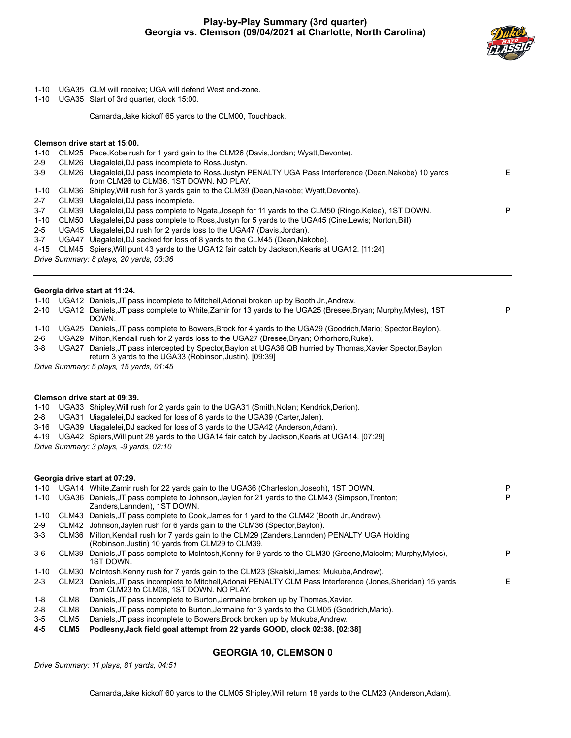# Play-by-Play Summary (3rd quarter)
## Georgia vs. Clemson (09/04/2021 at Charlotte, North Carolina)

| Down | Spot | Play | |
|---|---|---|---|
| 1-10 | UGA35 | CLM will receive; UGA will defend West end-zone. | |
| 1-10 | UGA35 | Start of 3rd quarter, clock 15:00. | |
| | | Camarda,Jake kickoff 65 yards to the CLM00, Touchback. | |

**Clemson drive start at 15:00.**

| Down | Spot | Play | |
|---|---|---|---|
| 1-10 | CLM25 | Pace,Kobe rush for 1 yard gain to the CLM26 (Davis,Jordan; Wyatt,Devonte). | |
| 2-9 | CLM26 | Uiagalelei,DJ pass incomplete to Ross,Justyn. | |
| 3-9 | CLM26 | Uiagalelei,DJ pass incomplete to Ross,Justyn PENALTY UGA Pass Interference (Dean,Nakobe) 10 yards from CLM26 to CLM36, 1ST DOWN. NO PLAY. | E |
| 1-10 | CLM36 | Shipley,Will rush for 3 yards gain to the CLM39 (Dean,Nakobe; Wyatt,Devonte). | |
| 2-7 | CLM39 | Uiagalelei,DJ pass incomplete. | |
| 3-7 | CLM39 | Uiagalelei,DJ pass complete to Ngata,Joseph for 11 yards to the CLM50 (Ringo,Kelee), 1ST DOWN. | P |
| 1-10 | CLM50 | Uiagalelei,DJ pass complete to Ross,Justyn for 5 yards to the UGA45 (Cine,Lewis; Norton,Bill). | |
| 2-5 | UGA45 | Uiagalelei,DJ rush for 2 yards loss to the UGA47 (Davis,Jordan). | |
| 3-7 | UGA47 | Uiagalelei,DJ sacked for loss of 8 yards to the CLM45 (Dean,Nakobe). | |
| 4-15 | CLM45 | Spiers,Will punt 43 yards to the UGA12 fair catch by Jackson,Kearis at UGA12. [11:24] | |

*Drive Summary: 8 plays, 20 yards, 03:36*

---

**Georgia drive start at 11:24.**

| Down | Spot | Play | |
|---|---|---|---|
| 1-10 | UGA12 | Daniels,JT pass incomplete to Mitchell,Adonai broken up by Booth Jr.,Andrew. | |
| 2-10 | UGA12 | Daniels,JT pass complete to White,Zamir for 13 yards to the UGA25 (Bresee,Bryan; Murphy,Myles), 1ST DOWN. | P |
| 1-10 | UGA25 | Daniels,JT pass complete to Bowers,Brock for 4 yards to the UGA29 (Goodrich,Mario; Spector,Baylon). | |
| 2-6 | UGA29 | Milton,Kendall rush for 2 yards loss to the UGA27 (Bresee,Bryan; Orhorhoro,Ruke). | |
| 3-8 | UGA27 | Daniels,JT pass intercepted by Spector,Baylon at UGA36 QB hurried by Thomas,Xavier Spector,Baylon return 3 yards to the UGA33 (Robinson,Justin). [09:39] | |

*Drive Summary: 5 plays, 15 yards, 01:45*

---

**Clemson drive start at 09:39.**

| Down | Spot | Play | |
|---|---|---|---|
| 1-10 | UGA33 | Shipley,Will rush for 2 yards gain to the UGA31 (Smith,Nolan; Kendrick,Derion). | |
| 2-8 | UGA31 | Uiagalelei,DJ sacked for loss of 8 yards to the UGA39 (Carter,Jalen). | |
| 3-16 | UGA39 | Uiagalelei,DJ sacked for loss of 3 yards to the UGA42 (Anderson,Adam). | |
| 4-19 | UGA42 | Spiers,Will punt 28 yards to the UGA14 fair catch by Jackson,Kearis at UGA14. [07:29] | |

*Drive Summary: 3 plays, -9 yards, 02:10*

---

**Georgia drive start at 07:29.**

| Down | Spot | Play | |
|---|---|---|---|
| 1-10 | UGA14 | White,Zamir rush for 22 yards gain to the UGA36 (Charleston,Joseph), 1ST DOWN. | P |
| 1-10 | UGA36 | Daniels,JT pass complete to Johnson,Jaylen for 21 yards to the CLM43 (Simpson,Trenton; Zanders,Lannden), 1ST DOWN. | P |
| 1-10 | CLM43 | Daniels,JT pass complete to Cook,James for 1 yard to the CLM42 (Booth Jr.,Andrew). | |
| 2-9 | CLM42 | Johnson,Jaylen rush for 6 yards gain to the CLM36 (Spector,Baylon). | |
| 3-3 | CLM36 | Milton,Kendall rush for 7 yards gain to the CLM29 (Zanders,Lannden) PENALTY UGA Holding (Robinson,Justin) 10 yards from CLM29 to CLM39. | |
| 3-6 | CLM39 | Daniels,JT pass complete to McIntosh,Kenny for 9 yards to the CLM30 (Greene,Malcolm; Murphy,Myles), 1ST DOWN. | P |
| 1-10 | CLM30 | McIntosh,Kenny rush for 7 yards gain to the CLM23 (Skalski,James; Mukuba,Andrew). | |
| 2-3 | CLM23 | Daniels,JT pass incomplete to Mitchell,Adonai PENALTY CLM Pass Interference (Jones,Sheridan) 15 yards from CLM23 to CLM08, 1ST DOWN. NO PLAY. | E |
| 1-8 | CLM8 | Daniels,JT pass incomplete to Burton,Jermaine broken up by Thomas,Xavier. | |
| 2-8 | CLM8 | Daniels,JT pass complete to Burton,Jermaine for 3 yards to the CLM05 (Goodrich,Mario). | |
| 3-5 | CLM5 | Daniels,JT pass incomplete to Bowers,Brock broken up by Mukuba,Andrew. | |
| **4-5** | **CLM5** | **Podlesny,Jack field goal attempt from 22 yards GOOD, clock 02:38. [02:38]** | |

## GEORGIA 10, CLEMSON 0

*Drive Summary: 11 plays, 81 yards, 04:51*

---

Camarda,Jake kickoff 60 yards to the CLM05 Shipley,Will return 18 yards to the CLM23 (Anderson,Adam).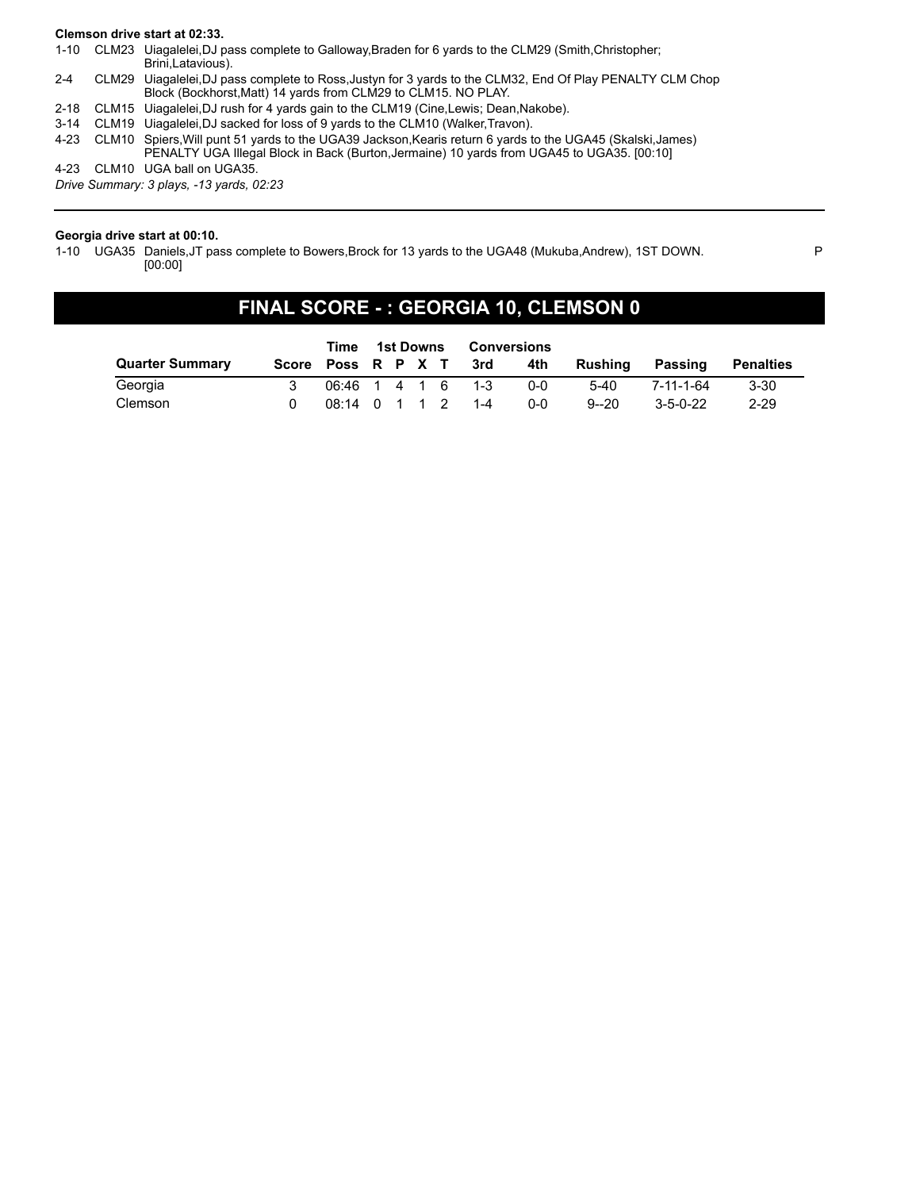**Clemson drive start at 02:33.**

| | | |
|---|---|---|
| 1-10 | CLM23 | Uiagalelei,DJ pass complete to Galloway,Braden for 6 yards to the CLM29 (Smith,Christopher; Brini,Latavious). |
| 2-4 | CLM29 | Uiagalelei,DJ pass complete to Ross,Justyn for 3 yards to the CLM32, End Of Play PENALTY CLM Chop Block (Bockhorst,Matt) 14 yards from CLM29 to CLM15. NO PLAY. |
| 2-18 | CLM15 | Uiagalelei,DJ rush for 4 yards gain to the CLM19 (Cine,Lewis; Dean,Nakobe). |
| 3-14 | CLM19 | Uiagalelei,DJ sacked for loss of 9 yards to the CLM10 (Walker,Travon). |
| 4-23 | CLM10 | Spiers,Will punt 51 yards to the UGA39 Jackson,Kearis return 6 yards to the UGA45 (Skalski,James) PENALTY UGA Illegal Block in Back (Burton,Jermaine) 10 yards from UGA45 to UGA35. [00:10] |
| 4-23 | CLM10 | UGA ball on UGA35. |

*Drive Summary: 3 plays, -13 yards, 02:23*

---

**Georgia drive start at 00:10.**

| | | | |
|---|---|---|---|
| 1-10 | UGA35 | Daniels,JT pass complete to Bowers,Brock for 13 yards to the UGA48 (Mukuba,Andrew), 1ST DOWN. [00:00] | P |

## FINAL SCORE - : GEORGIA 10, CLEMSON 0

| Quarter Summary | Score | Time Poss | 1st Downs R | P | X | T | Conversions 3rd | 4th | Rushing | Passing | Penalties |
|---|---|---|---|---|---|---|---|---|---|---|---|
| Georgia | 3 | 06:46 | 1 | 4 | 1 | 6 | 1-3 | 0-0 | 5-40 | 7-11-1-64 | 3-30 |
| Clemson | 0 | 08:14 | 0 | 1 | 1 | 2 | 1-4 | 0-0 | 9--20 | 3-5-0-22 | 2-29 |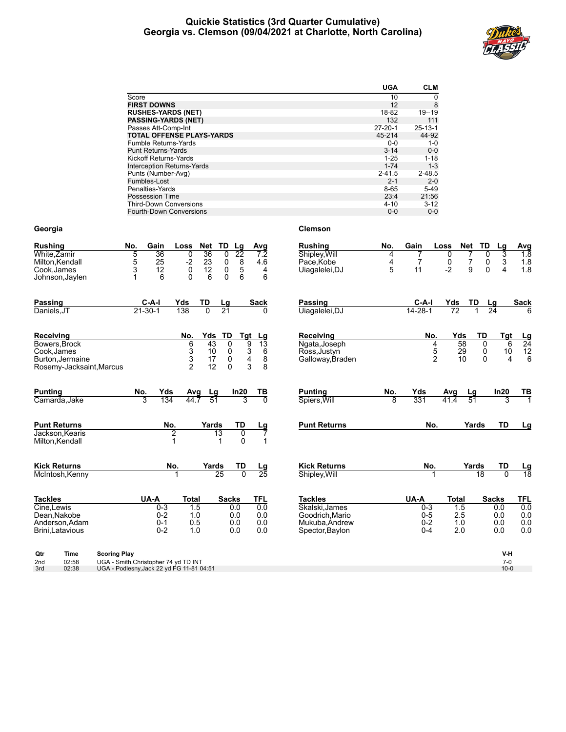# Quickie Statistics (3rd Quarter Cumulative)
## Georgia vs. Clemson (09/04/2021 at Charlotte, North Carolina)

| | UGA | CLM |
|---|---|---|
| Score | 10 | 0 |
| **FIRST DOWNS** | 12 | 8 |
| **RUSHES-YARDS (NET)** | 18-82 | 19--19 |
| **PASSING-YARDS (NET)** | 132 | 111 |
| Passes Att-Comp-Int | 27-20-1 | 25-13-1 |
| **TOTAL OFFENSE PLAYS-YARDS** | 45-214 | 44-92 |
| Fumble Returns-Yards | 0-0 | 1-0 |
| Punt Returns-Yards | 3-14 | 0-0 |
| Kickoff Returns-Yards | 1-25 | 1-18 |
| Interception Returns-Yards | 1-74 | 1-3 |
| Punts (Number-Avg) | 2-41.5 | 2-48.5 |
| Fumbles-Lost | 2-1 | 2-0 |
| Penalties-Yards | 8-65 | 5-49 |
| Possession Time | 23:4 | 21:56 |
| Third-Down Conversions | 4-10 | 3-12 |
| Fourth-Down Conversions | 0-0 | 0-0 |

## Georgia

| Rushing | No. | Gain | Loss | Net | TD | Lg | Avg |
|---|---|---|---|---|---|---|---|
| White,Zamir | 5 | 36 | 0 | 36 | 0 | 22 | 7.2 |
| Milton,Kendall | 5 | 25 | -2 | 23 | 0 | 8 | 4.6 |
| Cook,James | 3 | 12 | 0 | 12 | 0 | 5 | 4 |
| Johnson,Jaylen | 1 | 6 | 0 | 6 | 0 | 6 | 6 |

| Passing | C-A-I | Yds | TD | Lg | Sack |
|---|---|---|---|---|---|
| Daniels,JT | 21-30-1 | 138 | 0 | 21 | 0 |

| Receiving | No. | Yds | TD | Tgt | Lg |
|---|---|---|---|---|---|
| Bowers,Brock | 6 | 43 | 0 | 9 | 13 |
| Cook,James | 3 | 10 | 0 | 3 | 6 |
| Burton,Jermaine | 3 | 17 | 0 | 4 | 8 |
| Rosemy-Jacksaint,Marcus | 2 | 12 | 0 | 3 | 8 |

| Punting | No. | Yds | Avg | Lg | In20 | TB |
|---|---|---|---|---|---|---|
| Camarda,Jake | 3 | 134 | 44.7 | 51 | 3 | 0 |

| Punt Returns | No. | Yards | TD | Lg |
|---|---|---|---|---|
| Jackson,Kearis | 2 | 13 | 0 | 7 |
| Milton,Kendall | 1 | 1 | 0 | 1 |

| Kick Returns | No. | Yards | TD | Lg |
|---|---|---|---|---|
| McIntosh,Kenny | 1 | 25 | 0 | 25 |

| Tackles | UA-A | Total | Sacks | TFL |
|---|---|---|---|---|
| Cine,Lewis | 0-3 | 1.5 | 0.0 | 0.0 |
| Dean,Nakobe | 0-2 | 1.0 | 0.0 | 0.0 |
| Anderson,Adam | 0-1 | 0.5 | 0.0 | 0.0 |
| Brini,Latavious | 0-2 | 1.0 | 0.0 | 0.0 |

## Clemson

| Rushing | No. | Gain | Loss | Net | TD | Lg | Avg |
|---|---|---|---|---|---|---|---|
| Shipley,Will | 4 | 7 | 0 | 7 | 0 | 3 | 1.8 |
| Pace,Kobe | 4 | 7 | 0 | 7 | 0 | 3 | 1.8 |
| Uiagalelei,DJ | 5 | 11 | -2 | 9 | 0 | 4 | 1.8 |

| Passing | C-A-I | Yds | TD | Lg | Sack |
|---|---|---|---|---|---|
| Uiagalelei,DJ | 14-28-1 | 72 | 1 | 24 | 6 |

| Receiving | No. | Yds | TD | Tgt | Lg |
|---|---|---|---|---|---|
| Ngata,Joseph | 4 | 58 | 0 | 6 | 24 |
| Ross,Justyn | 5 | 29 | 0 | 10 | 12 |
| Galloway,Braden | 2 | 10 | 0 | 4 | 6 |

| Punting | No. | Yds | Avg | Lg | In20 | TB |
|---|---|---|---|---|---|---|
| Spiers,Will | 8 | 331 | 41.4 | 51 | 3 | 1 |

| Punt Returns | No. | Yards | TD | Lg |
|---|---|---|---|---|

| Kick Returns | No. | Yards | TD | Lg |
|---|---|---|---|---|
| Shipley,Will | 1 | 18 | 0 | 18 |

| Tackles | UA-A | Total | Sacks | TFL |
|---|---|---|---|---|
| Skalski,James | 0-3 | 1.5 | 0.0 | 0.0 |
| Goodrich,Mario | 0-5 | 2.5 | 0.0 | 0.0 |
| Mukuba,Andrew | 0-2 | 1.0 | 0.0 | 0.0 |
| Spector,Baylon | 0-4 | 2.0 | 0.0 | 0.0 |

| Qtr | Time | Scoring Play | V-H |
|---|---|---|---|
| 2nd | 02:58 | UGA - Smith,Christopher 74 yd TD INT | 7-0 |
| 3rd | 02:38 | UGA - Podlesny,Jack 22 yd FG 11-81 04:51 | 10-0 |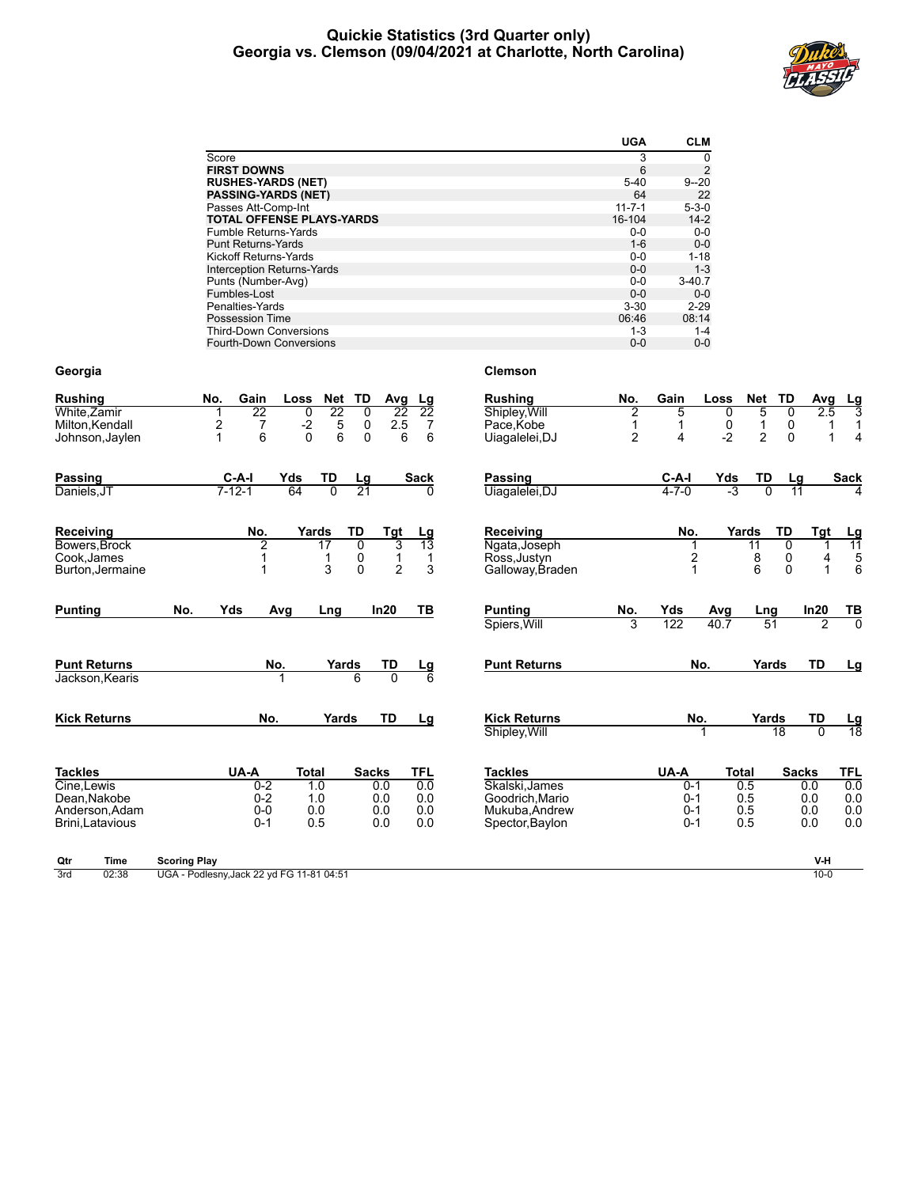# Quickie Statistics (3rd Quarter only)
## Georgia vs. Clemson (09/04/2021 at Charlotte, North Carolina)

| | UGA | CLM |
|---|---|---|
| Score | 3 | 0 |
| **FIRST DOWNS** | 6 | 2 |
| **RUSHES-YARDS (NET)** | 5-40 | 9--20 |
| **PASSING-YARDS (NET)** | 64 | 22 |
| Passes Att-Comp-Int | 11-7-1 | 5-3-0 |
| **TOTAL OFFENSE PLAYS-YARDS** | 16-104 | 14-2 |
| Fumble Returns-Yards | 0-0 | 0-0 |
| Punt Returns-Yards | 1-6 | 0-0 |
| Kickoff Returns-Yards | 0-0 | 1-18 |
| Interception Returns-Yards | 0-0 | 1-3 |
| Punts (Number-Avg) | 0-0 | 3-40.7 |
| Fumbles-Lost | 0-0 | 0-0 |
| Penalties-Yards | 3-30 | 2-29 |
| Possession Time | 06:46 | 08:14 |
| Third-Down Conversions | 1-3 | 1-4 |
| Fourth-Down Conversions | 0-0 | 0-0 |

### Georgia

| Rushing | No. | Gain | Loss | Net | TD | Avg | Lg |
|---|---|---|---|---|---|---|---|
| White,Zamir | 1 | 22 | 0 | 22 | 0 | 22 | 22 |
| Milton,Kendall | 2 | 7 | -2 | 5 | 0 | 2.5 | 7 |
| Johnson,Jaylen | 1 | 6 | 0 | 6 | 0 | 6 | 6 |

| Passing | C-A-I | Yds | TD | Lg | Sack |
|---|---|---|---|---|---|
| Daniels,JT | 7-12-1 | 64 | 0 | 21 | 0 |

| Receiving | No. | Yards | TD | Tgt | Lg |
|---|---|---|---|---|---|
| Bowers,Brock | 2 | 17 | 0 | 3 | 13 |
| Cook,James | 1 | 1 | 0 | 1 | 1 |
| Burton,Jermaine | 1 | 3 | 0 | 2 | 3 |

| Punting | No. | Yds | Avg | Lng | In20 | TB |
|---|---|---|---|---|---|---|

| Punt Returns | No. | Yards | TD | Lg |
|---|---|---|---|---|
| Jackson,Kearis | 1 | 6 | 0 | 6 |

| Kick Returns | No. | Yards | TD | Lg |
|---|---|---|---|---|

| Tackles | UA-A | Total | Sacks | TFL |
|---|---|---|---|---|
| Cine,Lewis | 0-2 | 1.0 | 0.0 | 0.0 |
| Dean,Nakobe | 0-2 | 1.0 | 0.0 | 0.0 |
| Anderson,Adam | 0-0 | 0.0 | 0.0 | 0.0 |
| Brini,Latavious | 0-1 | 0.5 | 0.0 | 0.0 |

### Clemson

| Rushing | No. | Gain | Loss | Net | TD | Avg | Lg |
|---|---|---|---|---|---|---|---|
| Shipley,Will | 2 | 5 | 0 | 5 | 0 | 2.5 | 3 |
| Pace,Kobe | 1 | 1 | 0 | 1 | 0 | 1 | 1 |
| Uiagalelei,DJ | 2 | 4 | -2 | 2 | 0 | 1 | 4 |

| Passing | C-A-I | Yds | TD | Lg | Sack |
|---|---|---|---|---|---|
| Uiagalelei,DJ | 4-7-0 | -3 | 0 | 11 | 4 |

| Receiving | No. | Yards | TD | Tgt | Lg |
|---|---|---|---|---|---|
| Ngata,Joseph | 1 | 11 | 0 | 1 | 11 |
| Ross,Justyn | 2 | 8 | 0 | 4 | 5 |
| Galloway,Braden | 1 | 6 | 0 | 1 | 6 |

| Punting | No. | Yds | Avg | Lng | In20 | TB |
|---|---|---|---|---|---|---|
| Spiers,Will | 3 | 122 | 40.7 | 51 | 2 | 0 |

| Punt Returns | No. | Yards | TD | Lg |
|---|---|---|---|---|

| Kick Returns | No. | Yards | TD | Lg |
|---|---|---|---|---|
| Shipley,Will | 1 | 18 | 0 | 18 |

| Tackles | UA-A | Total | Sacks | TFL |
|---|---|---|---|---|
| Skalski,James | 0-1 | 0.5 | 0.0 | 0.0 |
| Goodrich,Mario | 0-1 | 0.5 | 0.0 | 0.0 |
| Mukuba,Andrew | 0-1 | 0.5 | 0.0 | 0.0 |
| Spector,Baylon | 0-1 | 0.5 | 0.0 | 0.0 |

| Qtr | Time | Scoring Play | V-H |
|---|---|---|---|
| 3rd | 02:38 | UGA - Podlesny,Jack 22 yd FG 11-81 04:51 | 10-0 |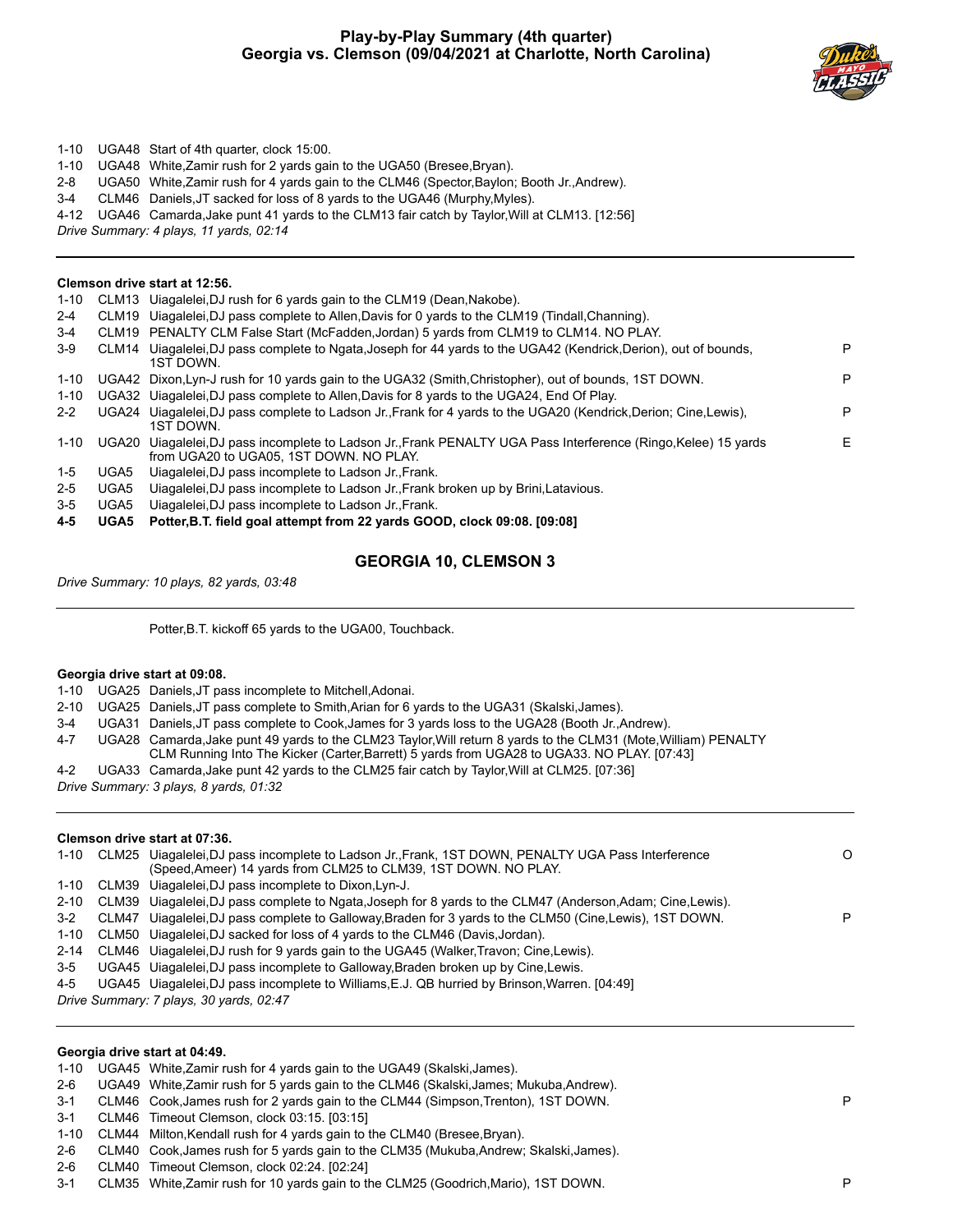# Play-by-Play Summary (4th quarter)
## Georgia vs. Clemson (09/04/2021 at Charlotte, North Carolina)

| | | | |
|---|---|---|---|
| 1-10 | UGA48 | Start of 4th quarter, clock 15:00. | |
| 1-10 | UGA48 | White,Zamir rush for 2 yards gain to the UGA50 (Bresee,Bryan). | |
| 2-8 | UGA50 | White,Zamir rush for 4 yards gain to the CLM46 (Spector,Baylon; Booth Jr.,Andrew). | |
| 3-4 | CLM46 | Daniels,JT sacked for loss of 8 yards to the UGA46 (Murphy,Myles). | |
| 4-12 | UGA46 | Camarda,Jake punt 41 yards to the CLM13 fair catch by Taylor,Will at CLM13. [12:56] | |

*Drive Summary: 4 plays, 11 yards, 02:14*

---

**Clemson drive start at 12:56.**

| | | | |
|---|---|---|---|
| 1-10 | CLM13 | Uiagalelei,DJ rush for 6 yards gain to the CLM19 (Dean,Nakobe). | |
| 2-4 | CLM19 | Uiagalelei,DJ pass complete to Allen,Davis for 0 yards to the CLM19 (Tindall,Channing). | |
| 3-4 | CLM19 | PENALTY CLM False Start (McFadden,Jordan) 5 yards from CLM19 to CLM14. NO PLAY. | |
| 3-9 | CLM14 | Uiagalelei,DJ pass complete to Ngata,Joseph for 44 yards to the UGA42 (Kendrick,Derion), out of bounds, 1ST DOWN. | P |
| 1-10 | UGA42 | Dixon,Lyn-J rush for 10 yards gain to the UGA32 (Smith,Christopher), out of bounds, 1ST DOWN. | P |
| 1-10 | UGA32 | Uiagalelei,DJ pass complete to Allen,Davis for 8 yards to the UGA24, End Of Play. | |
| 2-2 | UGA24 | Uiagalelei,DJ pass complete to Ladson Jr.,Frank for 4 yards to the UGA20 (Kendrick,Derion; Cine,Lewis), 1ST DOWN. | P |
| 1-10 | UGA20 | Uiagalelei,DJ pass incomplete to Ladson Jr.,Frank PENALTY UGA Pass Interference (Ringo,Kelee) 15 yards from UGA20 to UGA05, 1ST DOWN. NO PLAY. | E |
| 1-5 | UGA5 | Uiagalelei,DJ pass incomplete to Ladson Jr.,Frank. | |
| 2-5 | UGA5 | Uiagalelei,DJ pass incomplete to Ladson Jr.,Frank broken up by Brini,Latavious. | |
| 3-5 | UGA5 | Uiagalelei,DJ pass incomplete to Ladson Jr.,Frank. | |
| **4-5** | **UGA5** | **Potter,B.T. field goal attempt from 22 yards GOOD, clock 09:08. [09:08]** | |

### GEORGIA 10, CLEMSON 3

*Drive Summary: 10 plays, 82 yards, 03:48*

---

Potter,B.T. kickoff 65 yards to the UGA00, Touchback.

**Georgia drive start at 09:08.**

| | | | |
|---|---|---|---|
| 1-10 | UGA25 | Daniels,JT pass incomplete to Mitchell,Adonai. | |
| 2-10 | UGA25 | Daniels,JT pass complete to Smith,Arian for 6 yards to the UGA31 (Skalski,James). | |
| 3-4 | UGA31 | Daniels,JT pass complete to Cook,James for 3 yards loss to the UGA28 (Booth Jr.,Andrew). | |
| 4-7 | UGA28 | Camarda,Jake punt 49 yards to the CLM23 Taylor,Will return 8 yards to the CLM31 (Mote,William) PENALTY CLM Running Into The Kicker (Carter,Barrett) 5 yards from UGA28 to UGA33. NO PLAY. [07:43] | |
| 4-2 | UGA33 | Camarda,Jake punt 42 yards to the CLM25 fair catch by Taylor,Will at CLM25. [07:36] | |

*Drive Summary: 3 plays, 8 yards, 01:32*

---

**Clemson drive start at 07:36.**

| | | | |
|---|---|---|---|
| 1-10 | CLM25 | Uiagalelei,DJ pass incomplete to Ladson Jr.,Frank, 1ST DOWN, PENALTY UGA Pass Interference (Speed,Ameer) 14 yards from CLM25 to CLM39, 1ST DOWN. NO PLAY. | O |
| 1-10 | CLM39 | Uiagalelei,DJ pass incomplete to Dixon,Lyn-J. | |
| 2-10 | CLM39 | Uiagalelei,DJ pass complete to Ngata,Joseph for 8 yards to the CLM47 (Anderson,Adam; Cine,Lewis). | |
| 3-2 | CLM47 | Uiagalelei,DJ pass complete to Galloway,Braden for 3 yards to the CLM50 (Cine,Lewis), 1ST DOWN. | P |
| 1-10 | CLM50 | Uiagalelei,DJ sacked for loss of 4 yards to the CLM46 (Davis,Jordan). | |
| 2-14 | CLM46 | Uiagalelei,DJ rush for 9 yards gain to the UGA45 (Walker,Travon; Cine,Lewis). | |
| 3-5 | UGA45 | Uiagalelei,DJ pass incomplete to Galloway,Braden broken up by Cine,Lewis. | |
| 4-5 | UGA45 | Uiagalelei,DJ pass incomplete to Williams,E.J. QB hurried by Brinson,Warren. [04:49] | |

*Drive Summary: 7 plays, 30 yards, 02:47*

---

**Georgia drive start at 04:49.**

| | | | |
|---|---|---|---|
| 1-10 | UGA45 | White,Zamir rush for 4 yards gain to the UGA49 (Skalski,James). | |
| 2-6 | UGA49 | White,Zamir rush for 5 yards gain to the CLM46 (Skalski,James; Mukuba,Andrew). | |
| 3-1 | CLM46 | Cook,James rush for 2 yards gain to the CLM44 (Simpson,Trenton), 1ST DOWN. | P |
| 3-1 | CLM46 | Timeout Clemson, clock 03:15. [03:15] | |
| 1-10 | CLM44 | Milton,Kendall rush for 4 yards gain to the CLM40 (Bresee,Bryan). | |
| 2-6 | CLM40 | Cook,James rush for 5 yards gain to the CLM35 (Mukuba,Andrew; Skalski,James). | |
| 2-6 | CLM40 | Timeout Clemson, clock 02:24. [02:24] | |
| 3-1 | CLM35 | White,Zamir rush for 10 yards gain to the CLM25 (Goodrich,Mario), 1ST DOWN. | P |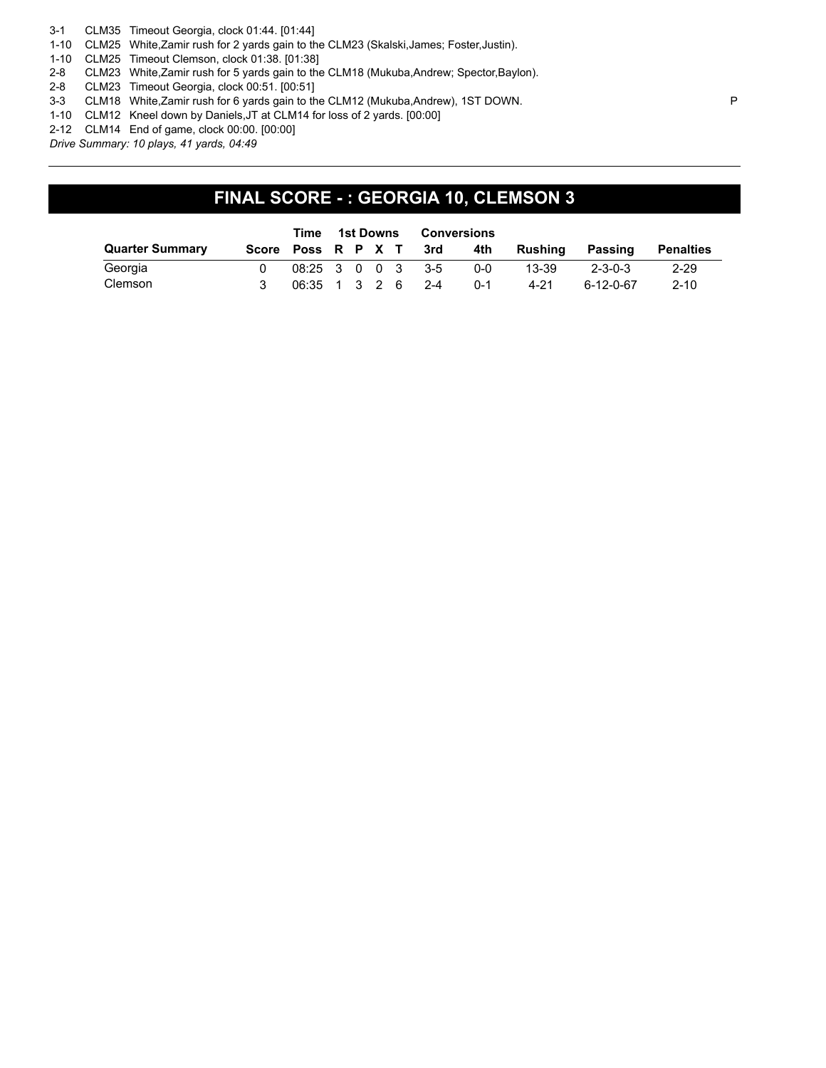3-1 CLM35 Timeout Georgia, clock 01:44. [01:44]
1-10 CLM25 White,Zamir rush for 2 yards gain to the CLM23 (Skalski,James; Foster,Justin).
1-10 CLM25 Timeout Clemson, clock 01:38. [01:38]
2-8 CLM23 White,Zamir rush for 5 yards gain to the CLM18 (Mukuba,Andrew; Spector,Baylon).
2-8 CLM23 Timeout Georgia, clock 00:51. [00:51]
3-3 CLM18 White,Zamir rush for 6 yards gain to the CLM12 (Mukuba,Andrew), 1ST DOWN. P
1-10 CLM12 Kneel down by Daniels,JT at CLM14 for loss of 2 yards. [00:00]
2-12 CLM14 End of game, clock 00:00. [00:00]

*Drive Summary: 10 plays, 41 yards, 04:49*

## FINAL SCORE - : GEORGIA 10, CLEMSON 3

| | | Time | 1st Downs | | | | Conversions | | | | |
|---|---|---|---|---|---|---|---|---|---|---|---|
| **Quarter Summary** | **Score** | **Poss** | **R** | **P** | **X** | **T** | **3rd** | **4th** | **Rushing** | **Passing** | **Penalties** |
| Georgia | 0 | 08:25 | 3 | 0 | 0 | 3 | 3-5 | 0-0 | 13-39 | 2-3-0-3 | 2-29 |
| Clemson | 3 | 06:35 | 1 | 3 | 2 | 6 | 2-4 | 0-1 | 4-21 | 6-12-0-67 | 2-10 |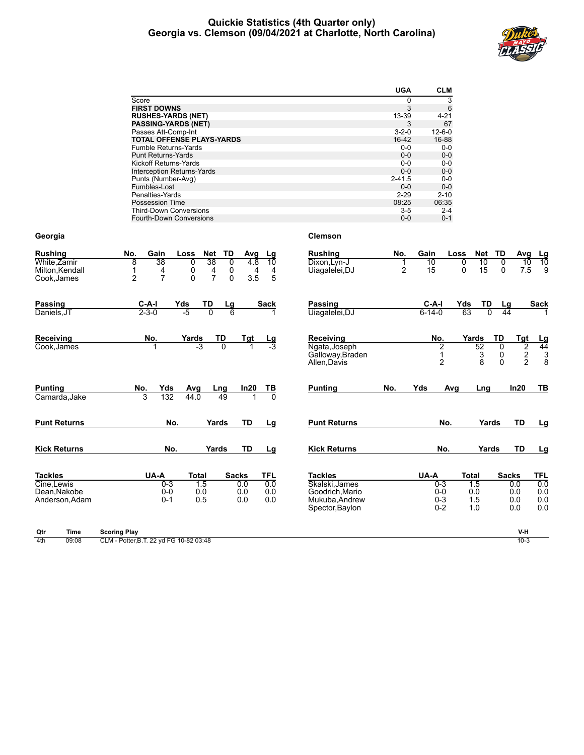# Quickie Statistics (4th Quarter only)
## Georgia vs. Clemson (09/04/2021 at Charlotte, North Carolina)

| | UGA | CLM |
|---|---|---|
| Score | 0 | 3 |
| **FIRST DOWNS** | 3 | 6 |
| **RUSHES-YARDS (NET)** | 13-39 | 4-21 |
| **PASSING-YARDS (NET)** | 3 | 67 |
| Passes Att-Comp-Int | 3-2-0 | 12-6-0 |
| **TOTAL OFFENSE PLAYS-YARDS** | 16-42 | 16-88 |
| Fumble Returns-Yards | 0-0 | 0-0 |
| Punt Returns-Yards | 0-0 | 0-0 |
| Kickoff Returns-Yards | 0-0 | 0-0 |
| Interception Returns-Yards | 0-0 | 0-0 |
| Punts (Number-Avg) | 2-41.5 | 0-0 |
| Fumbles-Lost | 0-0 | 0-0 |
| Penalties-Yards | 2-29 | 2-10 |
| Possession Time | 08:25 | 06:35 |
| Third-Down Conversions | 3-5 | 2-4 |
| Fourth-Down Conversions | 0-0 | 0-1 |

### Georgia

| Rushing | No. | Gain | Loss | Net | TD | Avg | Lg |
|---|---|---|---|---|---|---|---|
| White,Zamir | 8 | 38 | 0 | 38 | 0 | 4.8 | 10 |
| Milton,Kendall | 1 | 4 | 0 | 4 | 0 | 4 | 4 |
| Cook,James | 2 | 7 | 0 | 7 | 0 | 3.5 | 5 |

| Passing | C-A-I | Yds | TD | Lg | Sack |
|---|---|---|---|---|---|
| Daniels,JT | 2-3-0 | -5 | 0 | 6 | 1 |

| Receiving | No. | Yards | TD | Tgt | Lg |
|---|---|---|---|---|---|
| Cook,James | 1 | -3 | 0 | 1 | -3 |

| Punting | No. | Yds | Avg | Lng | In20 | TB |
|---|---|---|---|---|---|---|
| Camarda,Jake | 3 | 132 | 44.0 | 49 | 1 | 0 |

| Punt Returns | No. | Yards | TD | Lg |
|---|---|---|---|---|

| Kick Returns | No. | Yards | TD | Lg |
|---|---|---|---|---|

| Tackles | UA-A | Total | Sacks | TFL |
|---|---|---|---|---|
| Cine,Lewis | 0-3 | 1.5 | 0.0 | 0.0 |
| Dean,Nakobe | 0-0 | 0.0 | 0.0 | 0.0 |
| Anderson,Adam | 0-1 | 0.5 | 0.0 | 0.0 |

### Clemson

| Rushing | No. | Gain | Loss | Net | TD | Avg | Lg |
|---|---|---|---|---|---|---|---|
| Dixon,Lyn-J | 1 | 10 | 0 | 10 | 0 | 10 | 10 |
| Uiagalelei,DJ | 2 | 15 | 0 | 15 | 0 | 7.5 | 9 |

| Passing | C-A-I | Yds | TD | Lg | Sack |
|---|---|---|---|---|---|
| Uiagalelei,DJ | 6-14-0 | 63 | 0 | 44 | 1 |

| Receiving | No. | Yards | TD | Tgt | Lg |
|---|---|---|---|---|---|
| Ngata,Joseph | 2 | 52 | 0 | 2 | 44 |
| Galloway,Braden | 1 | 3 | 0 | 2 | 3 |
| Allen,Davis | 2 | 8 | 0 | 2 | 8 |

| Punting | No. | Yds | Avg | Lng | In20 | TB |
|---|---|---|---|---|---|---|

| Punt Returns | No. | Yards | TD | Lg |
|---|---|---|---|---|

| Kick Returns | No. | Yards | TD | Lg |
|---|---|---|---|---|

| Tackles | UA-A | Total | Sacks | TFL |
|---|---|---|---|---|
| Skalski,James | 0-3 | 1.5 | 0.0 | 0.0 |
| Goodrich,Mario | 0-0 | 0.0 | 0.0 | 0.0 |
| Mukuba,Andrew | 0-3 | 1.5 | 0.0 | 0.0 |
| Spector,Baylon | 0-2 | 1.0 | 0.0 | 0.0 |

| Qtr | Time | Scoring Play | V-H |
|---|---|---|---|
| 4th | 09:08 | CLM - Potter,B.T. 22 yd FG 10-82 03:48 | 10-3 |